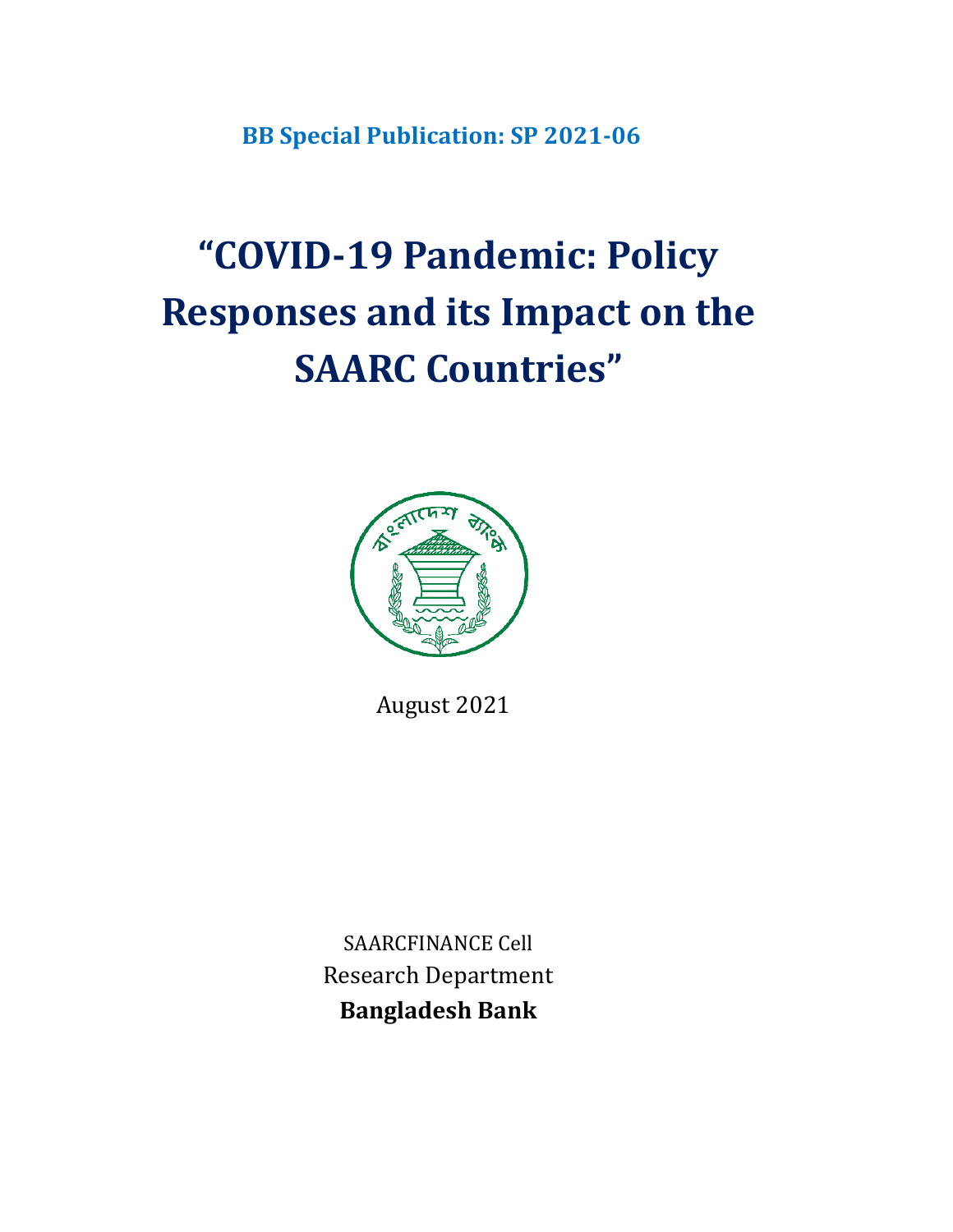**BB Special Publication: SP 2021-06**

# "COVID-19 Pandemic: Policy Responses and its Impact on the SAARC Countries"

August 2021

SAARCFINANCE Cell

Research Department

**Bangladesh Bank**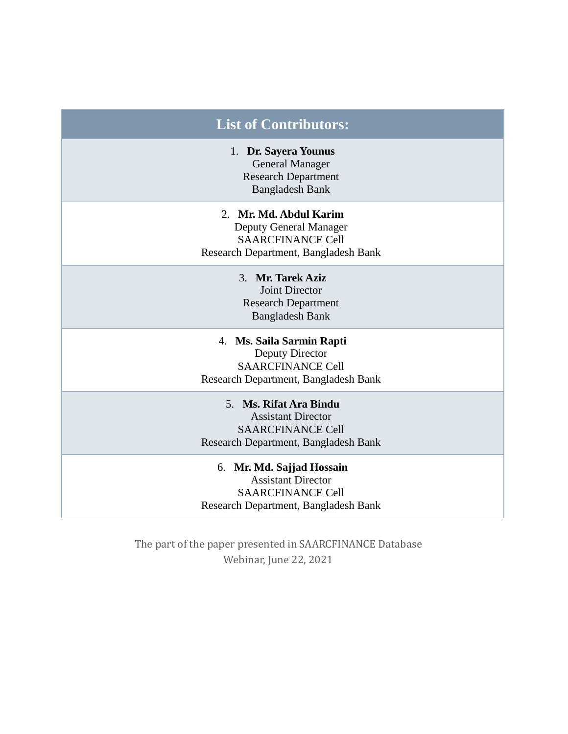| List of Contributors: |
| --- |
| 1. **Dr. Sayera Younus**<br>General Manager<br>Research Department<br>Bangladesh Bank |
| 2. **Mr. Md. Abdul Karim**<br>Deputy General Manager<br>SAARCFINANCE Cell<br>Research Department, Bangladesh Bank |
| 3. **Mr. Tarek Aziz**<br>Joint Director<br>Research Department<br>Bangladesh Bank |
| 4. **Ms. Saila Sarmin Rapti**<br>Deputy Director<br>SAARCFINANCE Cell<br>Research Department, Bangladesh Bank |
| 5. **Ms. Rifat Ara Bindu**<br>Assistant Director<br>SAARCFINANCE Cell<br>Research Department, Bangladesh Bank |
| 6. **Mr. Md. Sajjad Hossain**<br>Assistant Director<br>SAARCFINANCE Cell<br>Research Department, Bangladesh Bank |

The part of the paper presented in SAARCFINANCE Database Webinar, June 22, 2021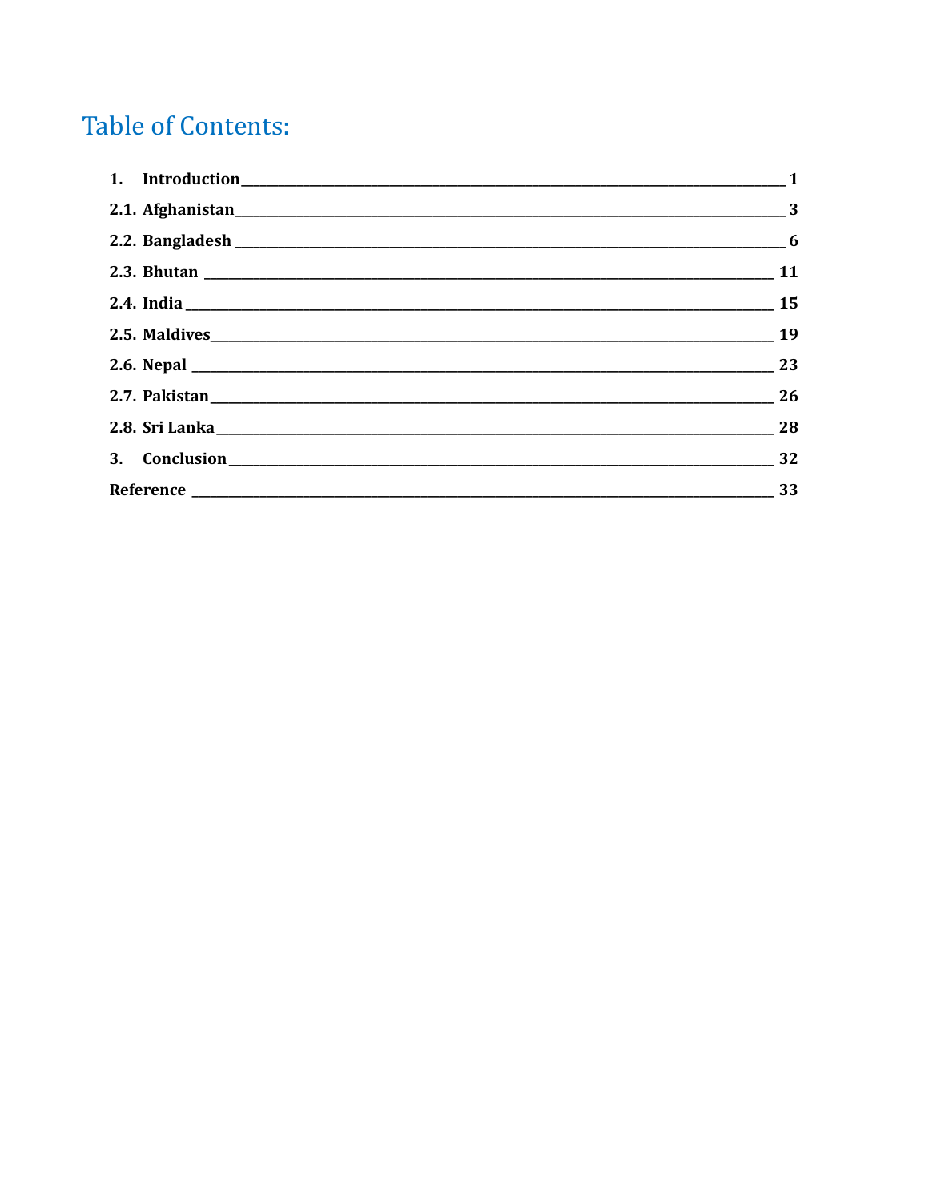# Table of Contents:

| | |
|---|---|
| **1. Introduction** | **1** |
| **2.1. Afghanistan** | **3** |
| **2.2. Bangladesh** | **6** |
| **2.3. Bhutan** | **11** |
| **2.4. India** | **15** |
| **2.5. Maldives** | **19** |
| **2.6. Nepal** | **23** |
| **2.7. Pakistan** | **26** |
| **2.8. Sri Lanka** | **28** |
| **3. Conclusion** | **32** |
| **Reference** | **33** |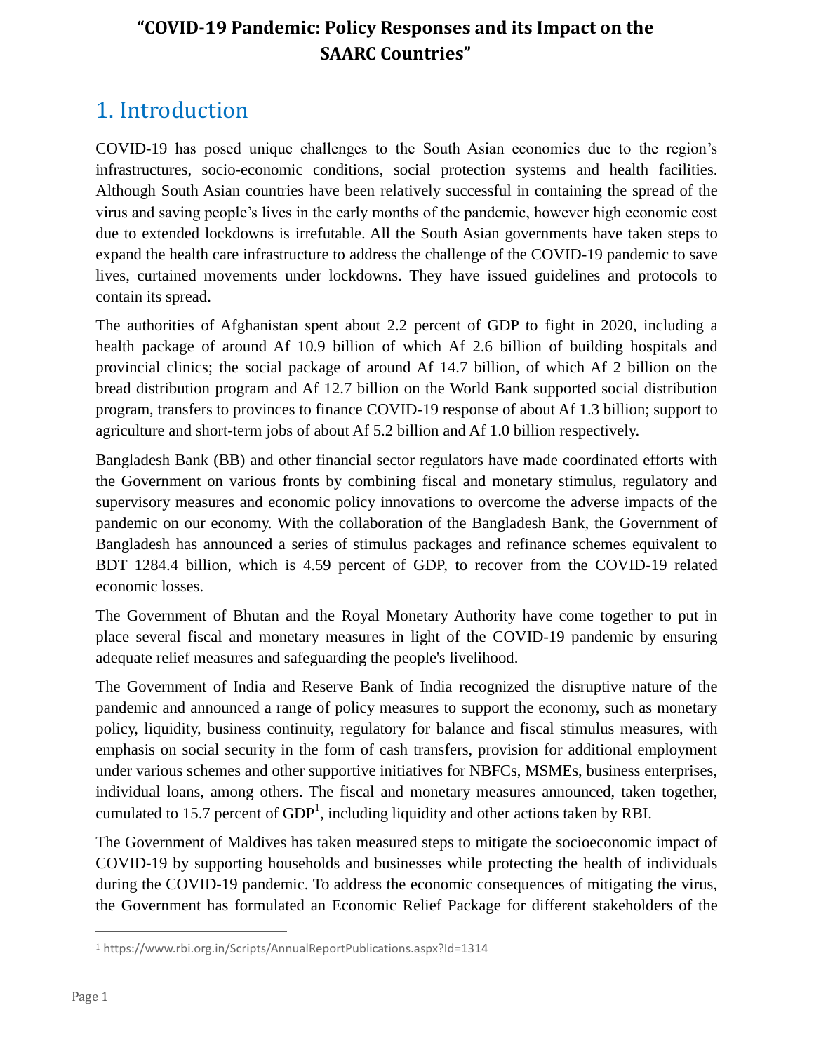# "COVID-19 Pandemic: Policy Responses and its Impact on the SAARC Countries"

## 1. Introduction

COVID-19 has posed unique challenges to the South Asian economies due to the region's infrastructures, socio-economic conditions, social protection systems and health facilities. Although South Asian countries have been relatively successful in containing the spread of the virus and saving people's lives in the early months of the pandemic, however high economic cost due to extended lockdowns is irrefutable. All the South Asian governments have taken steps to expand the health care infrastructure to address the challenge of the COVID-19 pandemic to save lives, curtained movements under lockdowns. They have issued guidelines and protocols to contain its spread.

The authorities of Afghanistan spent about 2.2 percent of GDP to fight in 2020, including a health package of around Af 10.9 billion of which Af 2.6 billion of building hospitals and provincial clinics; the social package of around Af 14.7 billion, of which Af 2 billion on the bread distribution program and Af 12.7 billion on the World Bank supported social distribution program, transfers to provinces to finance COVID-19 response of about Af 1.3 billion; support to agriculture and short-term jobs of about Af 5.2 billion and Af 1.0 billion respectively.

Bangladesh Bank (BB) and other financial sector regulators have made coordinated efforts with the Government on various fronts by combining fiscal and monetary stimulus, regulatory and supervisory measures and economic policy innovations to overcome the adverse impacts of the pandemic on our economy. With the collaboration of the Bangladesh Bank, the Government of Bangladesh has announced a series of stimulus packages and refinance schemes equivalent to BDT 1284.4 billion, which is 4.59 percent of GDP, to recover from the COVID-19 related economic losses.

The Government of Bhutan and the Royal Monetary Authority have come together to put in place several fiscal and monetary measures in light of the COVID-19 pandemic by ensuring adequate relief measures and safeguarding the people's livelihood.

The Government of India and Reserve Bank of India recognized the disruptive nature of the pandemic and announced a range of policy measures to support the economy, such as monetary policy, liquidity, business continuity, regulatory for balance and fiscal stimulus measures, with emphasis on social security in the form of cash transfers, provision for additional employment under various schemes and other supportive initiatives for NBFCs, MSMEs, business enterprises, individual loans, among others. The fiscal and monetary measures announced, taken together, cumulated to 15.7 percent of GDP[1], including liquidity and other actions taken by RBI.

The Government of Maldives has taken measured steps to mitigate the socioeconomic impact of COVID-19 by supporting households and businesses while protecting the health of individuals during the COVID-19 pandemic. To address the economic consequences of mitigating the virus, the Government has formulated an Economic Relief Package for different stakeholders of the

[1] https://www.rbi.org.in/Scripts/AnnualReportPublications.aspx?Id=1314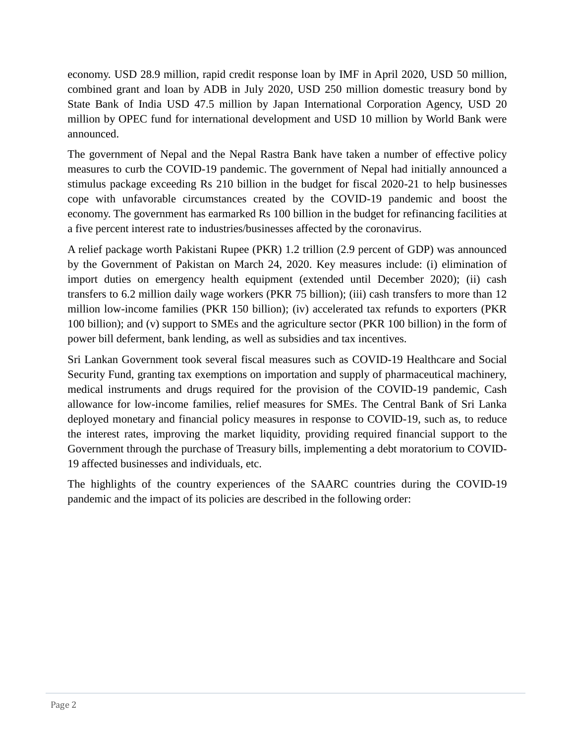economy. USD 28.9 million, rapid credit response loan by IMF in April 2020, USD 50 million, combined grant and loan by ADB in July 2020, USD 250 million domestic treasury bond by State Bank of India USD 47.5 million by Japan International Corporation Agency, USD 20 million by OPEC fund for international development and USD 10 million by World Bank were announced.

The government of Nepal and the Nepal Rastra Bank have taken a number of effective policy measures to curb the COVID-19 pandemic. The government of Nepal had initially announced a stimulus package exceeding Rs 210 billion in the budget for fiscal 2020-21 to help businesses cope with unfavorable circumstances created by the COVID-19 pandemic and boost the economy. The government has earmarked Rs 100 billion in the budget for refinancing facilities at a five percent interest rate to industries/businesses affected by the coronavirus.

A relief package worth Pakistani Rupee (PKR) 1.2 trillion (2.9 percent of GDP) was announced by the Government of Pakistan on March 24, 2020. Key measures include: (i) elimination of import duties on emergency health equipment (extended until December 2020); (ii) cash transfers to 6.2 million daily wage workers (PKR 75 billion); (iii) cash transfers to more than 12 million low-income families (PKR 150 billion); (iv) accelerated tax refunds to exporters (PKR 100 billion); and (v) support to SMEs and the agriculture sector (PKR 100 billion) in the form of power bill deferment, bank lending, as well as subsidies and tax incentives.

Sri Lankan Government took several fiscal measures such as COVID-19 Healthcare and Social Security Fund, granting tax exemptions on importation and supply of pharmaceutical machinery, medical instruments and drugs required for the provision of the COVID-19 pandemic, Cash allowance for low-income families, relief measures for SMEs. The Central Bank of Sri Lanka deployed monetary and financial policy measures in response to COVID-19, such as, to reduce the interest rates, improving the market liquidity, providing required financial support to the Government through the purchase of Treasury bills, implementing a debt moratorium to COVID-19 affected businesses and individuals, etc.

The highlights of the country experiences of the SAARC countries during the COVID-19 pandemic and the impact of its policies are described in the following order: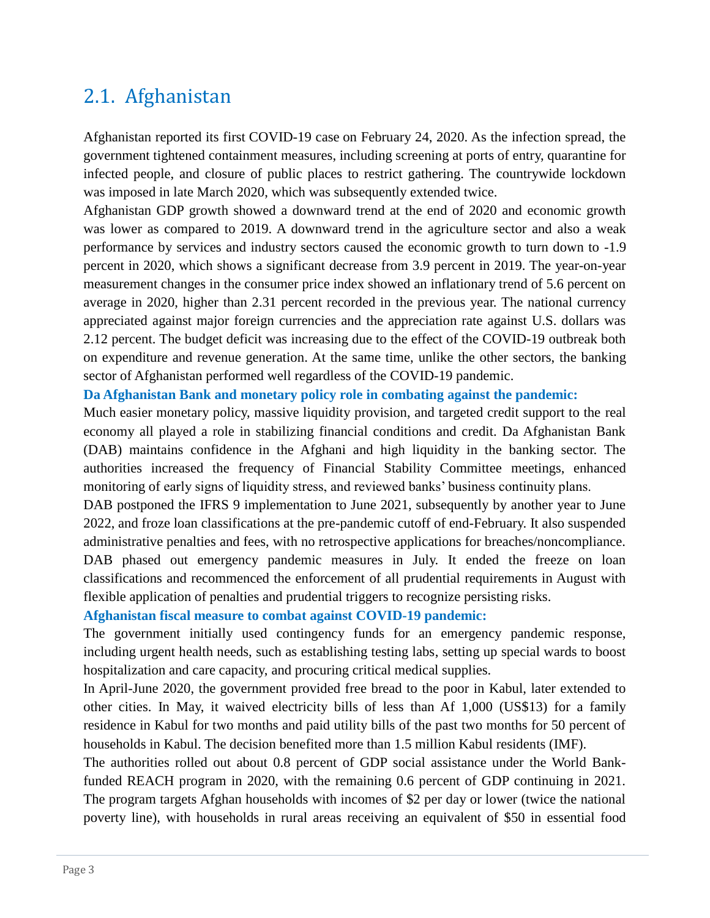## 2.1. Afghanistan

Afghanistan reported its first COVID-19 case on February 24, 2020. As the infection spread, the government tightened containment measures, including screening at ports of entry, quarantine for infected people, and closure of public places to restrict gathering. The countrywide lockdown was imposed in late March 2020, which was subsequently extended twice.

Afghanistan GDP growth showed a downward trend at the end of 2020 and economic growth was lower as compared to 2019. A downward trend in the agriculture sector and also a weak performance by services and industry sectors caused the economic growth to turn down to -1.9 percent in 2020, which shows a significant decrease from 3.9 percent in 2019. The year-on-year measurement changes in the consumer price index showed an inflationary trend of 5.6 percent on average in 2020, higher than 2.31 percent recorded in the previous year. The national currency appreciated against major foreign currencies and the appreciation rate against U.S. dollars was 2.12 percent. The budget deficit was increasing due to the effect of the COVID-19 outbreak both on expenditure and revenue generation. At the same time, unlike the other sectors, the banking sector of Afghanistan performed well regardless of the COVID-19 pandemic.

**Da Afghanistan Bank and monetary policy role in combating against the pandemic:**

Much easier monetary policy, massive liquidity provision, and targeted credit support to the real economy all played a role in stabilizing financial conditions and credit. Da Afghanistan Bank (DAB) maintains confidence in the Afghani and high liquidity in the banking sector. The authorities increased the frequency of Financial Stability Committee meetings, enhanced monitoring of early signs of liquidity stress, and reviewed banks' business continuity plans.

DAB postponed the IFRS 9 implementation to June 2021, subsequently by another year to June 2022, and froze loan classifications at the pre-pandemic cutoff of end-February. It also suspended administrative penalties and fees, with no retrospective applications for breaches/noncompliance. DAB phased out emergency pandemic measures in July. It ended the freeze on loan classifications and recommenced the enforcement of all prudential requirements in August with flexible application of penalties and prudential triggers to recognize persisting risks.

**Afghanistan fiscal measure to combat against COVID-19 pandemic:**

The government initially used contingency funds for an emergency pandemic response, including urgent health needs, such as establishing testing labs, setting up special wards to boost hospitalization and care capacity, and procuring critical medical supplies.

In April-June 2020, the government provided free bread to the poor in Kabul, later extended to other cities. In May, it waived electricity bills of less than Af 1,000 (US$13) for a family residence in Kabul for two months and paid utility bills of the past two months for 50 percent of households in Kabul. The decision benefited more than 1.5 million Kabul residents (IMF).

The authorities rolled out about 0.8 percent of GDP social assistance under the World Bank-funded REACH program in 2020, with the remaining 0.6 percent of GDP continuing in 2021. The program targets Afghan households with incomes of $2 per day or lower (twice the national poverty line), with households in rural areas receiving an equivalent of $50 in essential food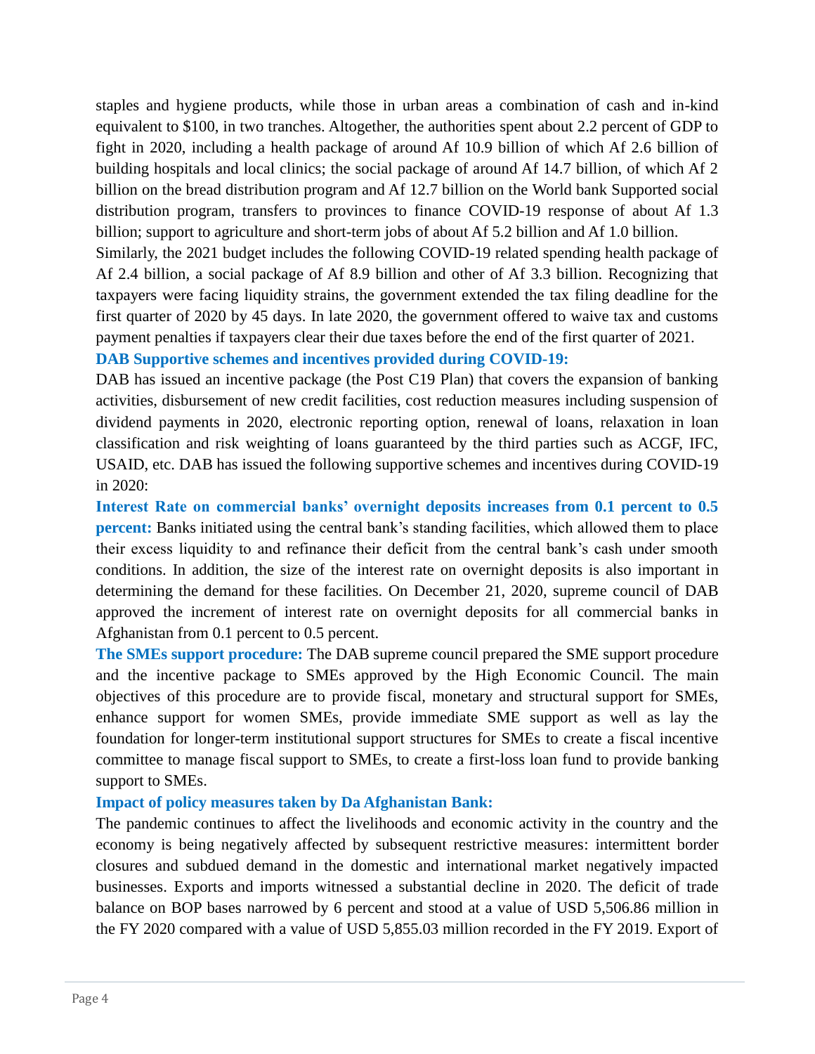staples and hygiene products, while those in urban areas a combination of cash and in-kind equivalent to $100, in two tranches. Altogether, the authorities spent about 2.2 percent of GDP to fight in 2020, including a health package of around Af 10.9 billion of which Af 2.6 billion of building hospitals and local clinics; the social package of around Af 14.7 billion, of which Af 2 billion on the bread distribution program and Af 12.7 billion on the World bank Supported social distribution program, transfers to provinces to finance COVID-19 response of about Af 1.3 billion; support to agriculture and short-term jobs of about Af 5.2 billion and Af 1.0 billion.

Similarly, the 2021 budget includes the following COVID-19 related spending health package of Af 2.4 billion, a social package of Af 8.9 billion and other of Af 3.3 billion. Recognizing that taxpayers were facing liquidity strains, the government extended the tax filing deadline for the first quarter of 2020 by 45 days. In late 2020, the government offered to waive tax and customs payment penalties if taxpayers clear their due taxes before the end of the first quarter of 2021.

**DAB Supportive schemes and incentives provided during COVID-19:**

DAB has issued an incentive package (the Post C19 Plan) that covers the expansion of banking activities, disbursement of new credit facilities, cost reduction measures including suspension of dividend payments in 2020, electronic reporting option, renewal of loans, relaxation in loan classification and risk weighting of loans guaranteed by the third parties such as ACGF, IFC, USAID, etc. DAB has issued the following supportive schemes and incentives during COVID-19 in 2020:

**Interest Rate on commercial banks' overnight deposits increases from 0.1 percent to 0.5 percent:** Banks initiated using the central bank's standing facilities, which allowed them to place their excess liquidity to and refinance their deficit from the central bank's cash under smooth conditions. In addition, the size of the interest rate on overnight deposits is also important in determining the demand for these facilities. On December 21, 2020, supreme council of DAB approved the increment of interest rate on overnight deposits for all commercial banks in Afghanistan from 0.1 percent to 0.5 percent.

**The SMEs support procedure:** The DAB supreme council prepared the SME support procedure and the incentive package to SMEs approved by the High Economic Council. The main objectives of this procedure are to provide fiscal, monetary and structural support for SMEs, enhance support for women SMEs, provide immediate SME support as well as lay the foundation for longer-term institutional support structures for SMEs to create a fiscal incentive committee to manage fiscal support to SMEs, to create a first-loss loan fund to provide banking support to SMEs.

**Impact of policy measures taken by Da Afghanistan Bank:**

The pandemic continues to affect the livelihoods and economic activity in the country and the economy is being negatively affected by subsequent restrictive measures: intermittent border closures and subdued demand in the domestic and international market negatively impacted businesses. Exports and imports witnessed a substantial decline in 2020. The deficit of trade balance on BOP bases narrowed by 6 percent and stood at a value of USD 5,506.86 million in the FY 2020 compared with a value of USD 5,855.03 million recorded in the FY 2019. Export of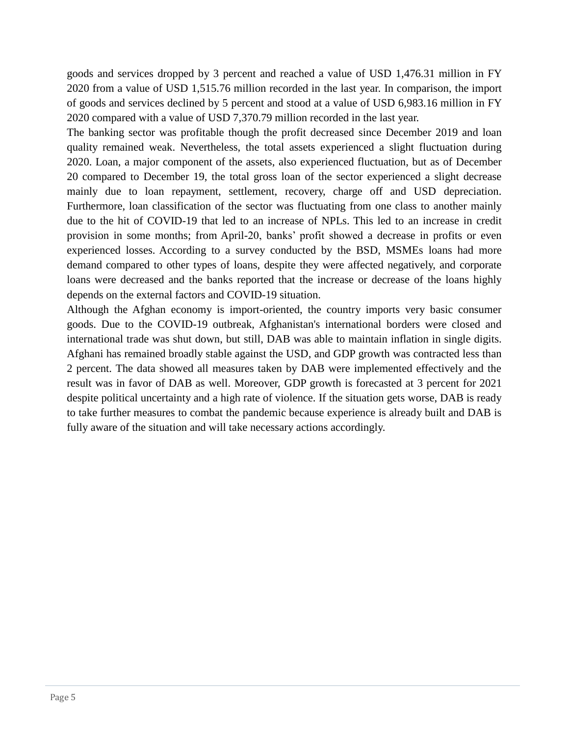goods and services dropped by 3 percent and reached a value of USD 1,476.31 million in FY 2020 from a value of USD 1,515.76 million recorded in the last year. In comparison, the import of goods and services declined by 5 percent and stood at a value of USD 6,983.16 million in FY 2020 compared with a value of USD 7,370.79 million recorded in the last year.

The banking sector was profitable though the profit decreased since December 2019 and loan quality remained weak. Nevertheless, the total assets experienced a slight fluctuation during 2020. Loan, a major component of the assets, also experienced fluctuation, but as of December 20 compared to December 19, the total gross loan of the sector experienced a slight decrease mainly due to loan repayment, settlement, recovery, charge off and USD depreciation. Furthermore, loan classification of the sector was fluctuating from one class to another mainly due to the hit of COVID-19 that led to an increase of NPLs. This led to an increase in credit provision in some months; from April-20, banks' profit showed a decrease in profits or even experienced losses. According to a survey conducted by the BSD, MSMEs loans had more demand compared to other types of loans, despite they were affected negatively, and corporate loans were decreased and the banks reported that the increase or decrease of the loans highly depends on the external factors and COVID-19 situation.

Although the Afghan economy is import-oriented, the country imports very basic consumer goods. Due to the COVID-19 outbreak, Afghanistan's international borders were closed and international trade was shut down, but still, DAB was able to maintain inflation in single digits. Afghani has remained broadly stable against the USD, and GDP growth was contracted less than 2 percent. The data showed all measures taken by DAB were implemented effectively and the result was in favor of DAB as well. Moreover, GDP growth is forecasted at 3 percent for 2021 despite political uncertainty and a high rate of violence. If the situation gets worse, DAB is ready to take further measures to combat the pandemic because experience is already built and DAB is fully aware of the situation and will take necessary actions accordingly.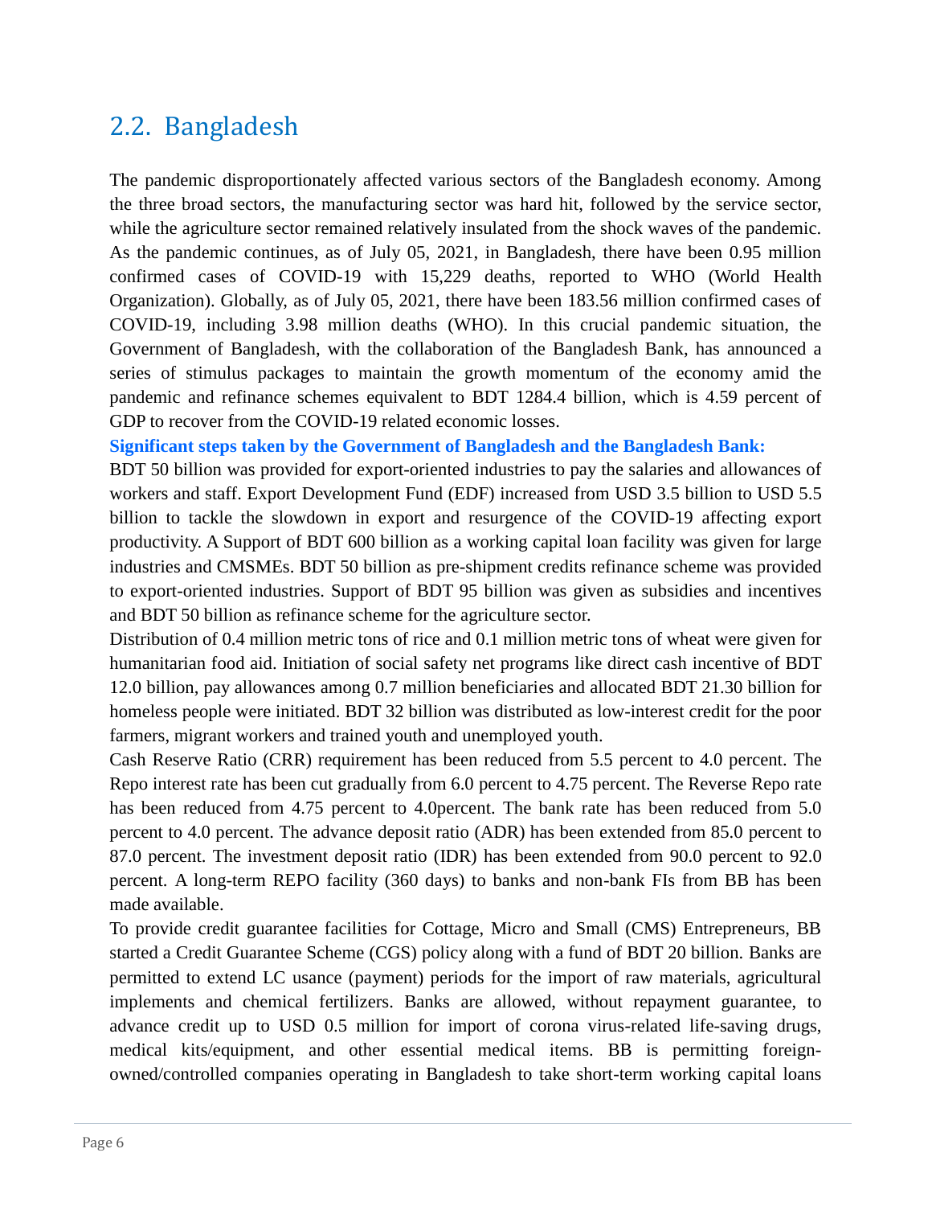## 2.2. Bangladesh

The pandemic disproportionately affected various sectors of the Bangladesh economy. Among the three broad sectors, the manufacturing sector was hard hit, followed by the service sector, while the agriculture sector remained relatively insulated from the shock waves of the pandemic. As the pandemic continues, as of July 05, 2021, in Bangladesh, there have been 0.95 million confirmed cases of COVID-19 with 15,229 deaths, reported to WHO (World Health Organization). Globally, as of July 05, 2021, there have been 183.56 million confirmed cases of COVID-19, including 3.98 million deaths (WHO). In this crucial pandemic situation, the Government of Bangladesh, with the collaboration of the Bangladesh Bank, has announced a series of stimulus packages to maintain the growth momentum of the economy amid the pandemic and refinance schemes equivalent to BDT 1284.4 billion, which is 4.59 percent of GDP to recover from the COVID-19 related economic losses.

**Significant steps taken by the Government of Bangladesh and the Bangladesh Bank:**

BDT 50 billion was provided for export-oriented industries to pay the salaries and allowances of workers and staff. Export Development Fund (EDF) increased from USD 3.5 billion to USD 5.5 billion to tackle the slowdown in export and resurgence of the COVID-19 affecting export productivity. A Support of BDT 600 billion as a working capital loan facility was given for large industries and CMSMEs. BDT 50 billion as pre-shipment credits refinance scheme was provided to export-oriented industries. Support of BDT 95 billion was given as subsidies and incentives and BDT 50 billion as refinance scheme for the agriculture sector.

Distribution of 0.4 million metric tons of rice and 0.1 million metric tons of wheat were given for humanitarian food aid. Initiation of social safety net programs like direct cash incentive of BDT 12.0 billion, pay allowances among 0.7 million beneficiaries and allocated BDT 21.30 billion for homeless people were initiated. BDT 32 billion was distributed as low-interest credit for the poor farmers, migrant workers and trained youth and unemployed youth.

Cash Reserve Ratio (CRR) requirement has been reduced from 5.5 percent to 4.0 percent. The Repo interest rate has been cut gradually from 6.0 percent to 4.75 percent. The Reverse Repo rate has been reduced from 4.75 percent to 4.0percent. The bank rate has been reduced from 5.0 percent to 4.0 percent. The advance deposit ratio (ADR) has been extended from 85.0 percent to 87.0 percent. The investment deposit ratio (IDR) has been extended from 90.0 percent to 92.0 percent. A long-term REPO facility (360 days) to banks and non-bank FIs from BB has been made available.

To provide credit guarantee facilities for Cottage, Micro and Small (CMS) Entrepreneurs, BB started a Credit Guarantee Scheme (CGS) policy along with a fund of BDT 20 billion. Banks are permitted to extend LC usance (payment) periods for the import of raw materials, agricultural implements and chemical fertilizers. Banks are allowed, without repayment guarantee, to advance credit up to USD 0.5 million for import of corona virus-related life-saving drugs, medical kits/equipment, and other essential medical items. BB is permitting foreign-owned/controlled companies operating in Bangladesh to take short-term working capital loans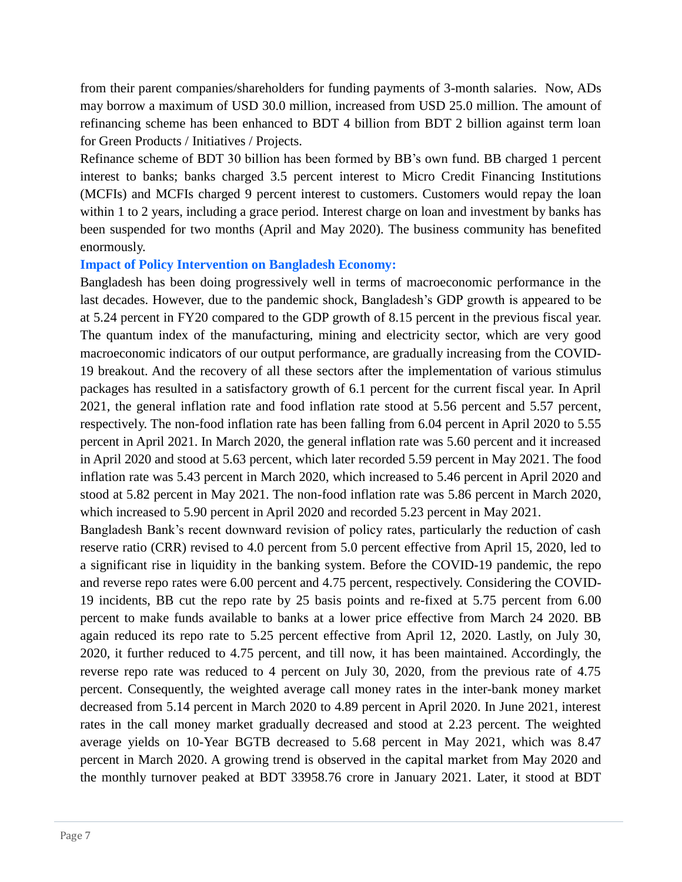from their parent companies/shareholders for funding payments of 3-month salaries. Now, ADs may borrow a maximum of USD 30.0 million, increased from USD 25.0 million. The amount of refinancing scheme has been enhanced to BDT 4 billion from BDT 2 billion against term loan for Green Products / Initiatives / Projects.

Refinance scheme of BDT 30 billion has been formed by BB's own fund. BB charged 1 percent interest to banks; banks charged 3.5 percent interest to Micro Credit Financing Institutions (MCFIs) and MCFIs charged 9 percent interest to customers. Customers would repay the loan within 1 to 2 years, including a grace period. Interest charge on loan and investment by banks has been suspended for two months (April and May 2020). The business community has benefited enormously.

**Impact of Policy Intervention on Bangladesh Economy:**

Bangladesh has been doing progressively well in terms of macroeconomic performance in the last decades. However, due to the pandemic shock, Bangladesh's GDP growth is appeared to be at 5.24 percent in FY20 compared to the GDP growth of 8.15 percent in the previous fiscal year. The quantum index of the manufacturing, mining and electricity sector, which are very good macroeconomic indicators of our output performance, are gradually increasing from the COVID-19 breakout. And the recovery of all these sectors after the implementation of various stimulus packages has resulted in a satisfactory growth of 6.1 percent for the current fiscal year. In April 2021, the general inflation rate and food inflation rate stood at 5.56 percent and 5.57 percent, respectively. The non-food inflation rate has been falling from 6.04 percent in April 2020 to 5.55 percent in April 2021. In March 2020, the general inflation rate was 5.60 percent and it increased in April 2020 and stood at 5.63 percent, which later recorded 5.59 percent in May 2021. The food inflation rate was 5.43 percent in March 2020, which increased to 5.46 percent in April 2020 and stood at 5.82 percent in May 2021. The non-food inflation rate was 5.86 percent in March 2020, which increased to 5.90 percent in April 2020 and recorded 5.23 percent in May 2021.

Bangladesh Bank's recent downward revision of policy rates, particularly the reduction of cash reserve ratio (CRR) revised to 4.0 percent from 5.0 percent effective from April 15, 2020, led to a significant rise in liquidity in the banking system. Before the COVID-19 pandemic, the repo and reverse repo rates were 6.00 percent and 4.75 percent, respectively. Considering the COVID-19 incidents, BB cut the repo rate by 25 basis points and re-fixed at 5.75 percent from 6.00 percent to make funds available to banks at a lower price effective from March 24 2020. BB again reduced its repo rate to 5.25 percent effective from April 12, 2020. Lastly, on July 30, 2020, it further reduced to 4.75 percent, and till now, it has been maintained. Accordingly, the reverse repo rate was reduced to 4 percent on July 30, 2020, from the previous rate of 4.75 percent. Consequently, the weighted average call money rates in the inter-bank money market decreased from 5.14 percent in March 2020 to 4.89 percent in April 2020. In June 2021, interest rates in the call money market gradually decreased and stood at 2.23 percent. The weighted average yields on 10-Year BGTB decreased to 5.68 percent in May 2021, which was 8.47 percent in March 2020. A growing trend is observed in the capital market from May 2020 and the monthly turnover peaked at BDT 33958.76 crore in January 2021. Later, it stood at BDT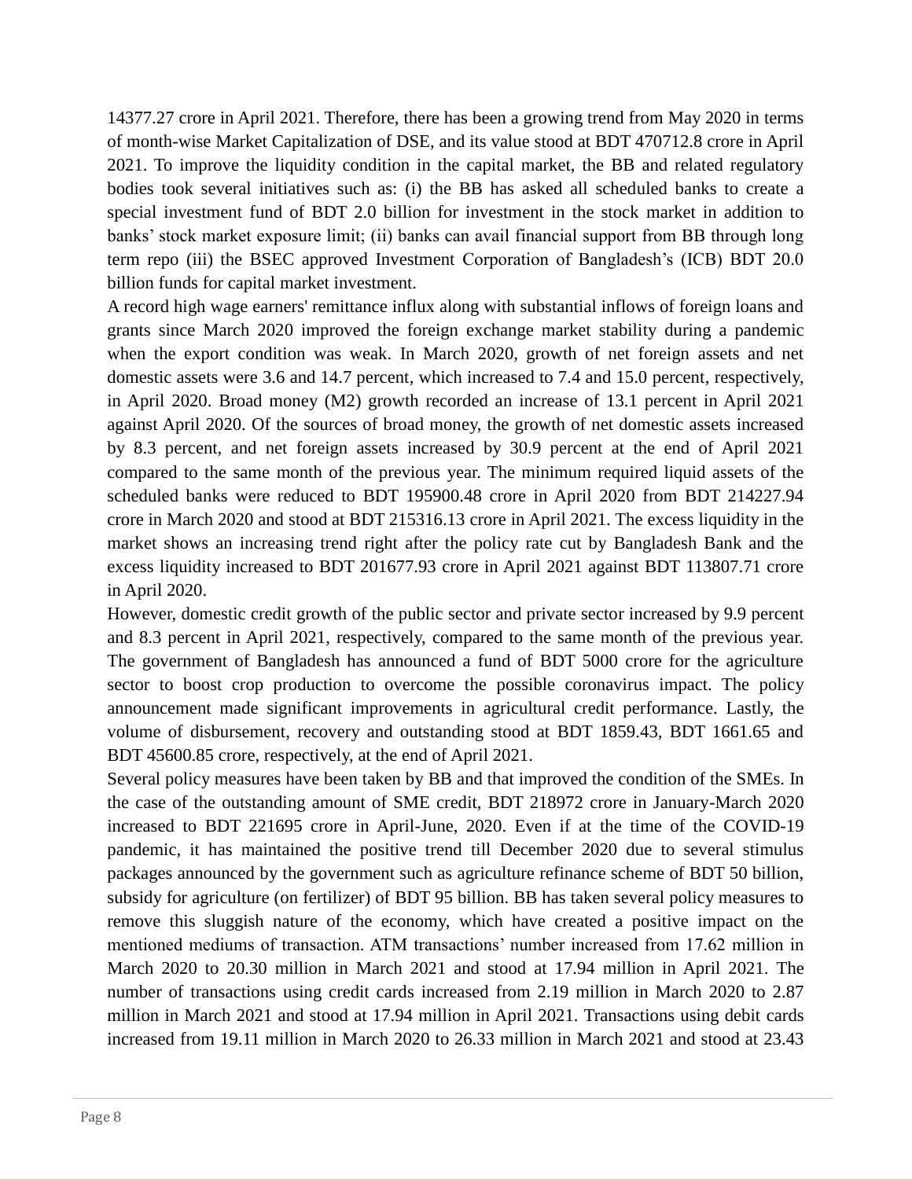14377.27 crore in April 2021. Therefore, there has been a growing trend from May 2020 in terms of month-wise Market Capitalization of DSE, and its value stood at BDT 470712.8 crore in April 2021. To improve the liquidity condition in the capital market, the BB and related regulatory bodies took several initiatives such as: (i) the BB has asked all scheduled banks to create a special investment fund of BDT 2.0 billion for investment in the stock market in addition to banks' stock market exposure limit; (ii) banks can avail financial support from BB through long term repo (iii) the BSEC approved Investment Corporation of Bangladesh's (ICB) BDT 20.0 billion funds for capital market investment.

A record high wage earners' remittance influx along with substantial inflows of foreign loans and grants since March 2020 improved the foreign exchange market stability during a pandemic when the export condition was weak. In March 2020, growth of net foreign assets and net domestic assets were 3.6 and 14.7 percent, which increased to 7.4 and 15.0 percent, respectively, in April 2020. Broad money (M2) growth recorded an increase of 13.1 percent in April 2021 against April 2020. Of the sources of broad money, the growth of net domestic assets increased by 8.3 percent, and net foreign assets increased by 30.9 percent at the end of April 2021 compared to the same month of the previous year. The minimum required liquid assets of the scheduled banks were reduced to BDT 195900.48 crore in April 2020 from BDT 214227.94 crore in March 2020 and stood at BDT 215316.13 crore in April 2021. The excess liquidity in the market shows an increasing trend right after the policy rate cut by Bangladesh Bank and the excess liquidity increased to BDT 201677.93 crore in April 2021 against BDT 113807.71 crore in April 2020.

However, domestic credit growth of the public sector and private sector increased by 9.9 percent and 8.3 percent in April 2021, respectively, compared to the same month of the previous year. The government of Bangladesh has announced a fund of BDT 5000 crore for the agriculture sector to boost crop production to overcome the possible coronavirus impact. The policy announcement made significant improvements in agricultural credit performance. Lastly, the volume of disbursement, recovery and outstanding stood at BDT 1859.43, BDT 1661.65 and BDT 45600.85 crore, respectively, at the end of April 2021.

Several policy measures have been taken by BB and that improved the condition of the SMEs. In the case of the outstanding amount of SME credit, BDT 218972 crore in January-March 2020 increased to BDT 221695 crore in April-June, 2020. Even if at the time of the COVID-19 pandemic, it has maintained the positive trend till December 2020 due to several stimulus packages announced by the government such as agriculture refinance scheme of BDT 50 billion, subsidy for agriculture (on fertilizer) of BDT 95 billion. BB has taken several policy measures to remove this sluggish nature of the economy, which have created a positive impact on the mentioned mediums of transaction. ATM transactions' number increased from 17.62 million in March 2020 to 20.30 million in March 2021 and stood at 17.94 million in April 2021. The number of transactions using credit cards increased from 2.19 million in March 2020 to 2.87 million in March 2021 and stood at 17.94 million in April 2021. Transactions using debit cards increased from 19.11 million in March 2020 to 26.33 million in March 2021 and stood at 23.43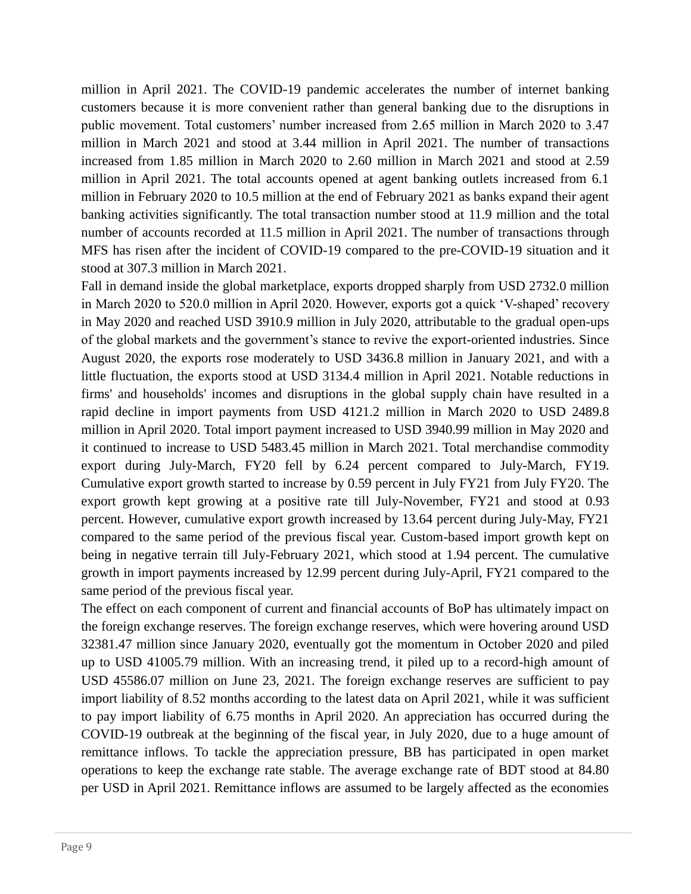million in April 2021. The COVID-19 pandemic accelerates the number of internet banking customers because it is more convenient rather than general banking due to the disruptions in public movement. Total customers' number increased from 2.65 million in March 2020 to 3.47 million in March 2021 and stood at 3.44 million in April 2021. The number of transactions increased from 1.85 million in March 2020 to 2.60 million in March 2021 and stood at 2.59 million in April 2021. The total accounts opened at agent banking outlets increased from 6.1 million in February 2020 to 10.5 million at the end of February 2021 as banks expand their agent banking activities significantly. The total transaction number stood at 11.9 million and the total number of accounts recorded at 11.5 million in April 2021. The number of transactions through MFS has risen after the incident of COVID-19 compared to the pre-COVID-19 situation and it stood at 307.3 million in March 2021.

Fall in demand inside the global marketplace, exports dropped sharply from USD 2732.0 million in March 2020 to 520.0 million in April 2020. However, exports got a quick 'V-shaped' recovery in May 2020 and reached USD 3910.9 million in July 2020, attributable to the gradual open-ups of the global markets and the government's stance to revive the export-oriented industries. Since August 2020, the exports rose moderately to USD 3436.8 million in January 2021, and with a little fluctuation, the exports stood at USD 3134.4 million in April 2021. Notable reductions in firms' and households' incomes and disruptions in the global supply chain have resulted in a rapid decline in import payments from USD 4121.2 million in March 2020 to USD 2489.8 million in April 2020. Total import payment increased to USD 3940.99 million in May 2020 and it continued to increase to USD 5483.45 million in March 2021. Total merchandise commodity export during July-March, FY20 fell by 6.24 percent compared to July-March, FY19. Cumulative export growth started to increase by 0.59 percent in July FY21 from July FY20. The export growth kept growing at a positive rate till July-November, FY21 and stood at 0.93 percent. However, cumulative export growth increased by 13.64 percent during July-May, FY21 compared to the same period of the previous fiscal year. Custom-based import growth kept on being in negative terrain till July-February 2021, which stood at 1.94 percent. The cumulative growth in import payments increased by 12.99 percent during July-April, FY21 compared to the same period of the previous fiscal year.

The effect on each component of current and financial accounts of BoP has ultimately impact on the foreign exchange reserves. The foreign exchange reserves, which were hovering around USD 32381.47 million since January 2020, eventually got the momentum in October 2020 and piled up to USD 41005.79 million. With an increasing trend, it piled up to a record-high amount of USD 45586.07 million on June 23, 2021. The foreign exchange reserves are sufficient to pay import liability of 8.52 months according to the latest data on April 2021, while it was sufficient to pay import liability of 6.75 months in April 2020. An appreciation has occurred during the COVID-19 outbreak at the beginning of the fiscal year, in July 2020, due to a huge amount of remittance inflows. To tackle the appreciation pressure, BB has participated in open market operations to keep the exchange rate stable. The average exchange rate of BDT stood at 84.80 per USD in April 2021. Remittance inflows are assumed to be largely affected as the economies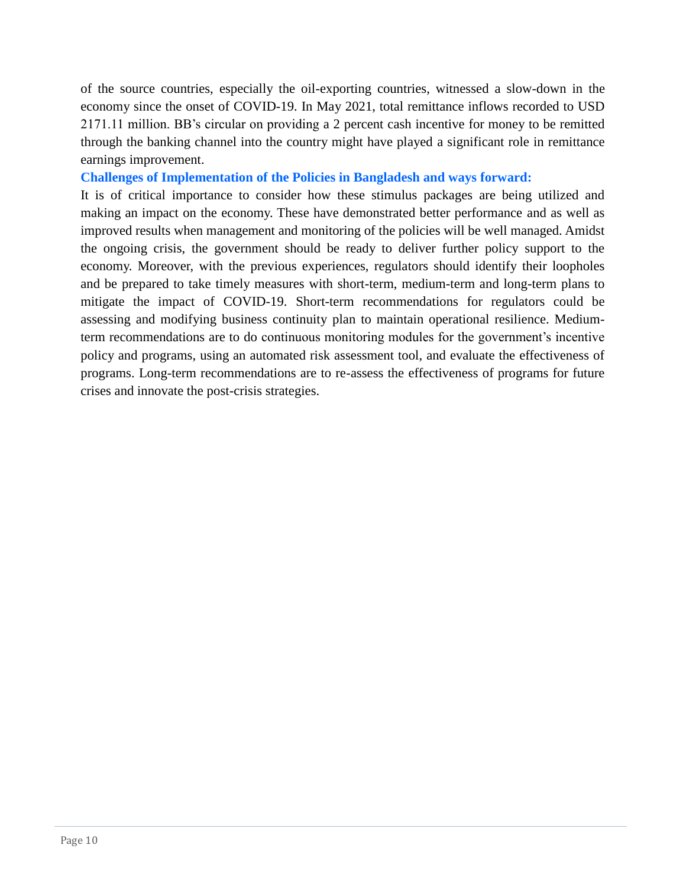of the source countries, especially the oil-exporting countries, witnessed a slow-down in the economy since the onset of COVID-19. In May 2021, total remittance inflows recorded to USD 2171.11 million. BB's circular on providing a 2 percent cash incentive for money to be remitted through the banking channel into the country might have played a significant role in remittance earnings improvement.

### Challenges of Implementation of the Policies in Bangladesh and ways forward:

It is of critical importance to consider how these stimulus packages are being utilized and making an impact on the economy. These have demonstrated better performance and as well as improved results when management and monitoring of the policies will be well managed. Amidst the ongoing crisis, the government should be ready to deliver further policy support to the economy. Moreover, with the previous experiences, regulators should identify their loopholes and be prepared to take timely measures with short-term, medium-term and long-term plans to mitigate the impact of COVID-19. Short-term recommendations for regulators could be assessing and modifying business continuity plan to maintain operational resilience. Medium-term recommendations are to do continuous monitoring modules for the government's incentive policy and programs, using an automated risk assessment tool, and evaluate the effectiveness of programs. Long-term recommendations are to re-assess the effectiveness of programs for future crises and innovate the post-crisis strategies.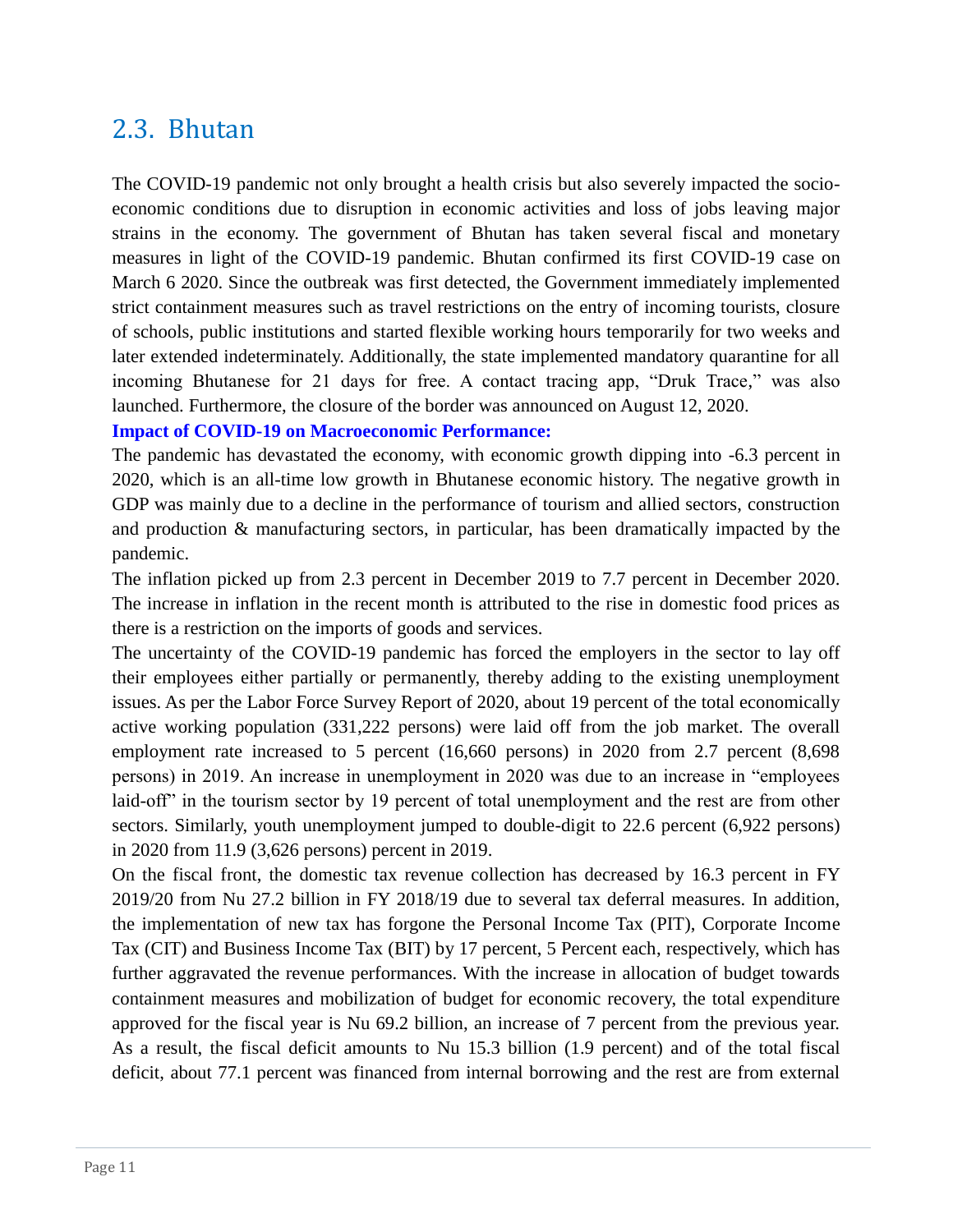## 2.3. Bhutan

The COVID-19 pandemic not only brought a health crisis but also severely impacted the socio-economic conditions due to disruption in economic activities and loss of jobs leaving major strains in the economy. The government of Bhutan has taken several fiscal and monetary measures in light of the COVID-19 pandemic. Bhutan confirmed its first COVID-19 case on March 6 2020. Since the outbreak was first detected, the Government immediately implemented strict containment measures such as travel restrictions on the entry of incoming tourists, closure of schools, public institutions and started flexible working hours temporarily for two weeks and later extended indeterminately. Additionally, the state implemented mandatory quarantine for all incoming Bhutanese for 21 days for free. A contact tracing app, "Druk Trace," was also launched. Furthermore, the closure of the border was announced on August 12, 2020.

**Impact of COVID-19 on Macroeconomic Performance:**

The pandemic has devastated the economy, with economic growth dipping into -6.3 percent in 2020, which is an all-time low growth in Bhutanese economic history. The negative growth in GDP was mainly due to a decline in the performance of tourism and allied sectors, construction and production & manufacturing sectors, in particular, has been dramatically impacted by the pandemic.

The inflation picked up from 2.3 percent in December 2019 to 7.7 percent in December 2020. The increase in inflation in the recent month is attributed to the rise in domestic food prices as there is a restriction on the imports of goods and services.

The uncertainty of the COVID-19 pandemic has forced the employers in the sector to lay off their employees either partially or permanently, thereby adding to the existing unemployment issues. As per the Labor Force Survey Report of 2020, about 19 percent of the total economically active working population (331,222 persons) were laid off from the job market. The overall employment rate increased to 5 percent (16,660 persons) in 2020 from 2.7 percent (8,698 persons) in 2019. An increase in unemployment in 2020 was due to an increase in "employees laid-off" in the tourism sector by 19 percent of total unemployment and the rest are from other sectors. Similarly, youth unemployment jumped to double-digit to 22.6 percent (6,922 persons) in 2020 from 11.9 (3,626 persons) percent in 2019.

On the fiscal front, the domestic tax revenue collection has decreased by 16.3 percent in FY 2019/20 from Nu 27.2 billion in FY 2018/19 due to several tax deferral measures. In addition, the implementation of new tax has forgone the Personal Income Tax (PIT), Corporate Income Tax (CIT) and Business Income Tax (BIT) by 17 percent, 5 Percent each, respectively, which has further aggravated the revenue performances. With the increase in allocation of budget towards containment measures and mobilization of budget for economic recovery, the total expenditure approved for the fiscal year is Nu 69.2 billion, an increase of 7 percent from the previous year. As a result, the fiscal deficit amounts to Nu 15.3 billion (1.9 percent) and of the total fiscal deficit, about 77.1 percent was financed from internal borrowing and the rest are from external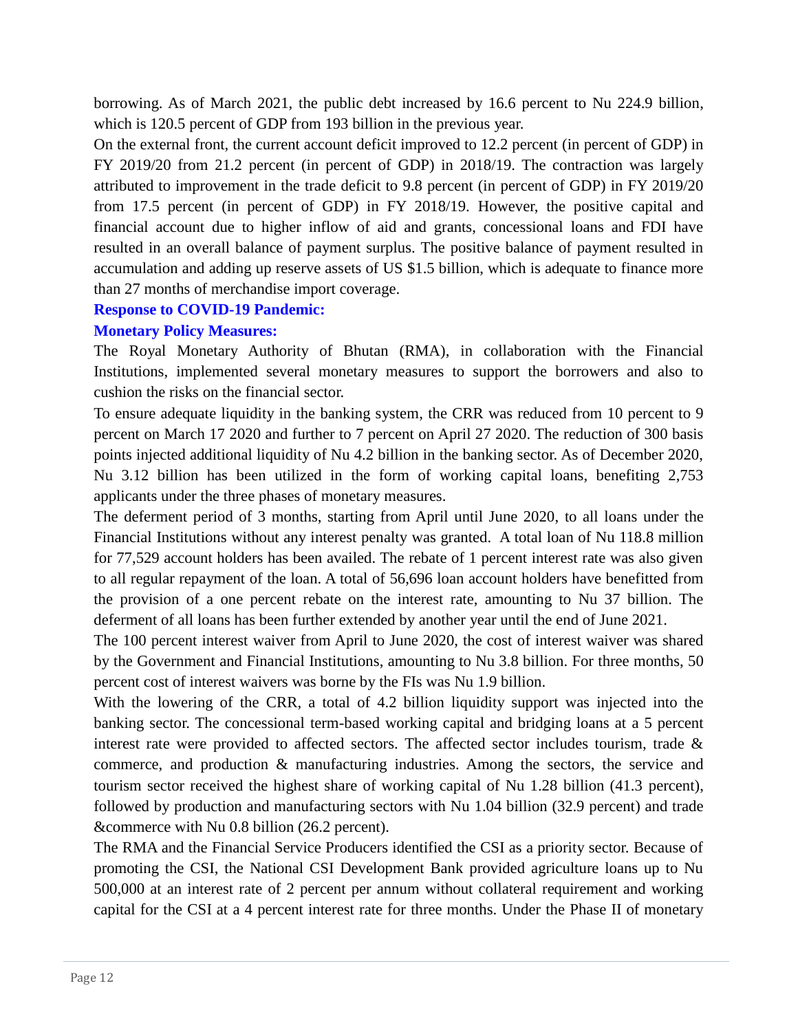borrowing. As of March 2021, the public debt increased by 16.6 percent to Nu 224.9 billion, which is 120.5 percent of GDP from 193 billion in the previous year.

On the external front, the current account deficit improved to 12.2 percent (in percent of GDP) in FY 2019/20 from 21.2 percent (in percent of GDP) in 2018/19. The contraction was largely attributed to improvement in the trade deficit to 9.8 percent (in percent of GDP) in FY 2019/20 from 17.5 percent (in percent of GDP) in FY 2018/19. However, the positive capital and financial account due to higher inflow of aid and grants, concessional loans and FDI have resulted in an overall balance of payment surplus. The positive balance of payment resulted in accumulation and adding up reserve assets of US $1.5 billion, which is adequate to finance more than 27 months of merchandise import coverage.

### Response to COVID-19 Pandemic:

### Monetary Policy Measures:

The Royal Monetary Authority of Bhutan (RMA), in collaboration with the Financial Institutions, implemented several monetary measures to support the borrowers and also to cushion the risks on the financial sector.

To ensure adequate liquidity in the banking system, the CRR was reduced from 10 percent to 9 percent on March 17 2020 and further to 7 percent on April 27 2020. The reduction of 300 basis points injected additional liquidity of Nu 4.2 billion in the banking sector. As of December 2020, Nu 3.12 billion has been utilized in the form of working capital loans, benefiting 2,753 applicants under the three phases of monetary measures.

The deferment period of 3 months, starting from April until June 2020, to all loans under the Financial Institutions without any interest penalty was granted. A total loan of Nu 118.8 million for 77,529 account holders has been availed. The rebate of 1 percent interest rate was also given to all regular repayment of the loan. A total of 56,696 loan account holders have benefitted from the provision of a one percent rebate on the interest rate, amounting to Nu 37 billion. The deferment of all loans has been further extended by another year until the end of June 2021.

The 100 percent interest waiver from April to June 2020, the cost of interest waiver was shared by the Government and Financial Institutions, amounting to Nu 3.8 billion. For three months, 50 percent cost of interest waivers was borne by the FIs was Nu 1.9 billion.

With the lowering of the CRR, a total of 4.2 billion liquidity support was injected into the banking sector. The concessional term-based working capital and bridging loans at a 5 percent interest rate were provided to affected sectors. The affected sector includes tourism, trade & commerce, and production & manufacturing industries. Among the sectors, the service and tourism sector received the highest share of working capital of Nu 1.28 billion (41.3 percent), followed by production and manufacturing sectors with Nu 1.04 billion (32.9 percent) and trade &commerce with Nu 0.8 billion (26.2 percent).

The RMA and the Financial Service Producers identified the CSI as a priority sector. Because of promoting the CSI, the National CSI Development Bank provided agriculture loans up to Nu 500,000 at an interest rate of 2 percent per annum without collateral requirement and working capital for the CSI at a 4 percent interest rate for three months. Under the Phase II of monetary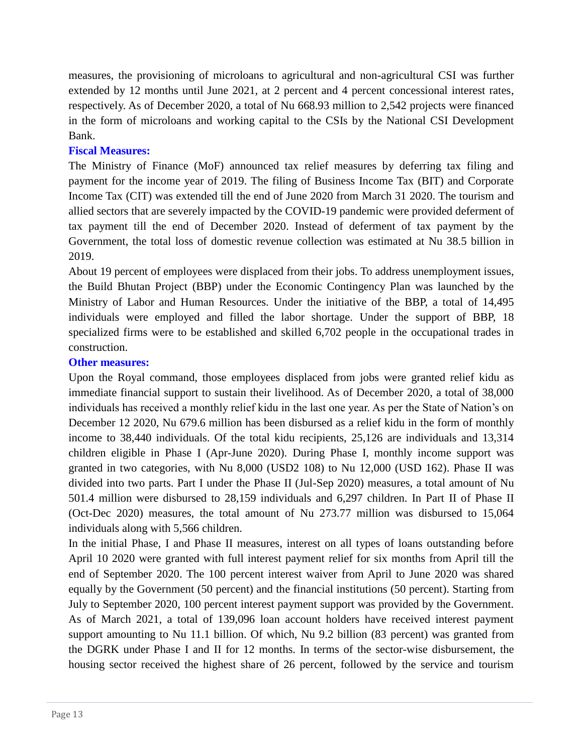measures, the provisioning of microloans to agricultural and non-agricultural CSI was further extended by 12 months until June 2021, at 2 percent and 4 percent concessional interest rates, respectively. As of December 2020, a total of Nu 668.93 million to 2,542 projects were financed in the form of microloans and working capital to the CSIs by the National CSI Development Bank.

**Fiscal Measures:**

The Ministry of Finance (MoF) announced tax relief measures by deferring tax filing and payment for the income year of 2019. The filing of Business Income Tax (BIT) and Corporate Income Tax (CIT) was extended till the end of June 2020 from March 31 2020. The tourism and allied sectors that are severely impacted by the COVID-19 pandemic were provided deferment of tax payment till the end of December 2020. Instead of deferment of tax payment by the Government, the total loss of domestic revenue collection was estimated at Nu 38.5 billion in 2019.

About 19 percent of employees were displaced from their jobs. To address unemployment issues, the Build Bhutan Project (BBP) under the Economic Contingency Plan was launched by the Ministry of Labor and Human Resources. Under the initiative of the BBP, a total of 14,495 individuals were employed and filled the labor shortage. Under the support of BBP, 18 specialized firms were to be established and skilled 6,702 people in the occupational trades in construction.

**Other measures:**

Upon the Royal command, those employees displaced from jobs were granted relief kidu as immediate financial support to sustain their livelihood. As of December 2020, a total of 38,000 individuals has received a monthly relief kidu in the last one year. As per the State of Nation's on December 12 2020, Nu 679.6 million has been disbursed as a relief kidu in the form of monthly income to 38,440 individuals. Of the total kidu recipients, 25,126 are individuals and 13,314 children eligible in Phase I (Apr-June 2020). During Phase I, monthly income support was granted in two categories, with Nu 8,000 (USD2 108) to Nu 12,000 (USD 162). Phase II was divided into two parts. Part I under the Phase II (Jul-Sep 2020) measures, a total amount of Nu 501.4 million were disbursed to 28,159 individuals and 6,297 children. In Part II of Phase II (Oct-Dec 2020) measures, the total amount of Nu 273.77 million was disbursed to 15,064 individuals along with 5,566 children.

In the initial Phase, I and Phase II measures, interest on all types of loans outstanding before April 10 2020 were granted with full interest payment relief for six months from April till the end of September 2020. The 100 percent interest waiver from April to June 2020 was shared equally by the Government (50 percent) and the financial institutions (50 percent). Starting from July to September 2020, 100 percent interest payment support was provided by the Government. As of March 2021, a total of 139,096 loan account holders have received interest payment support amounting to Nu 11.1 billion. Of which, Nu 9.2 billion (83 percent) was granted from the DGRK under Phase I and II for 12 months. In terms of the sector-wise disbursement, the housing sector received the highest share of 26 percent, followed by the service and tourism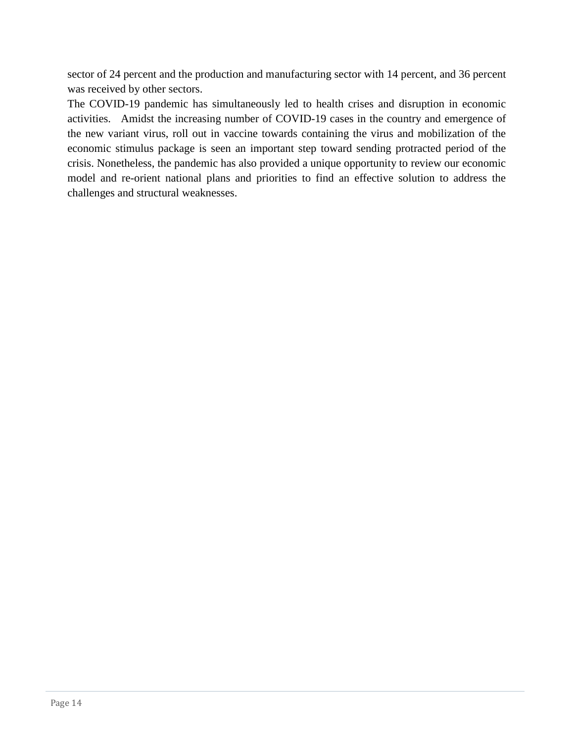sector of 24 percent and the production and manufacturing sector with 14 percent, and 36 percent was received by other sectors.

The COVID-19 pandemic has simultaneously led to health crises and disruption in economic activities. Amidst the increasing number of COVID-19 cases in the country and emergence of the new variant virus, roll out in vaccine towards containing the virus and mobilization of the economic stimulus package is seen an important step toward sending protracted period of the crisis. Nonetheless, the pandemic has also provided a unique opportunity to review our economic model and re-orient national plans and priorities to find an effective solution to address the challenges and structural weaknesses.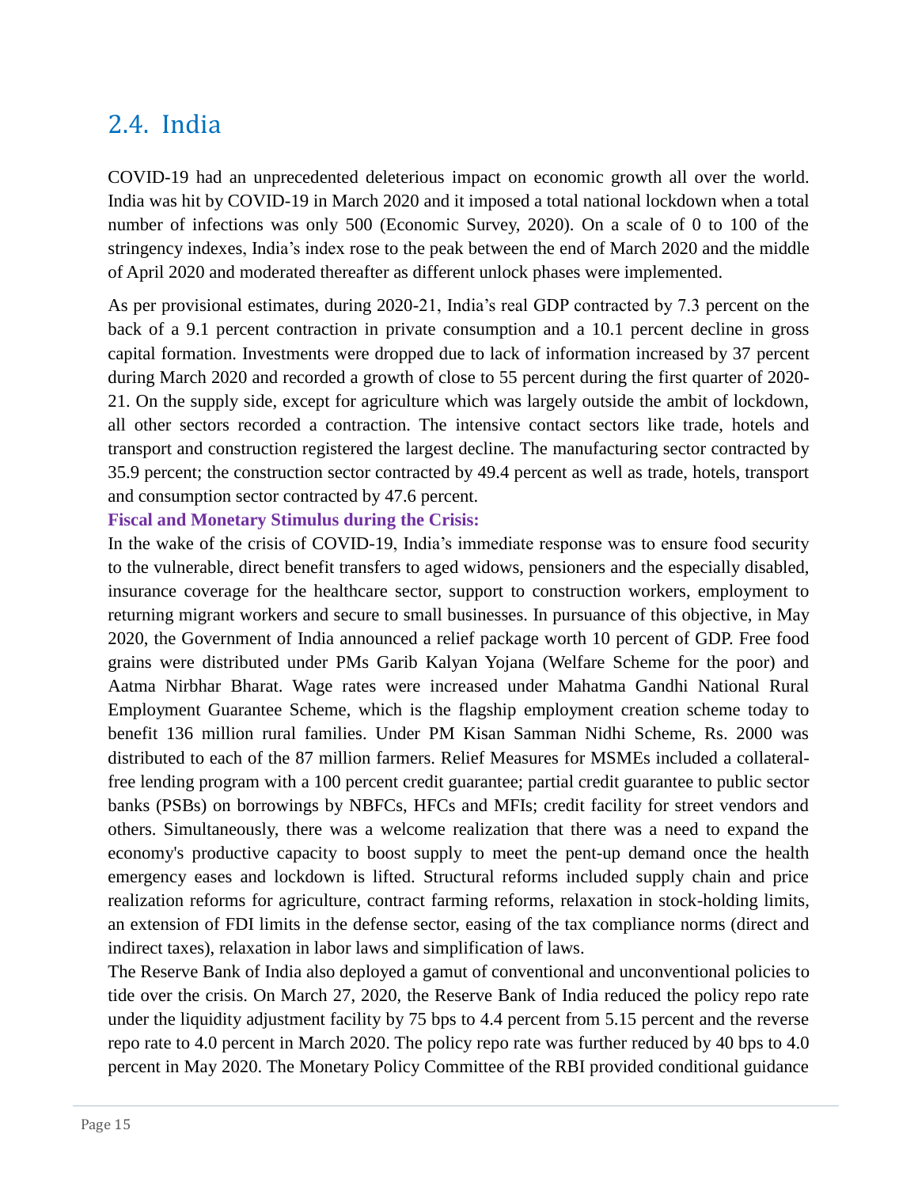## 2.4. India

COVID-19 had an unprecedented deleterious impact on economic growth all over the world. India was hit by COVID-19 in March 2020 and it imposed a total national lockdown when a total number of infections was only 500 (Economic Survey, 2020). On a scale of 0 to 100 of the stringency indexes, India's index rose to the peak between the end of March 2020 and the middle of April 2020 and moderated thereafter as different unlock phases were implemented.

As per provisional estimates, during 2020-21, India's real GDP contracted by 7.3 percent on the back of a 9.1 percent contraction in private consumption and a 10.1 percent decline in gross capital formation. Investments were dropped due to lack of information increased by 37 percent during March 2020 and recorded a growth of close to 55 percent during the first quarter of 2020-21. On the supply side, except for agriculture which was largely outside the ambit of lockdown, all other sectors recorded a contraction. The intensive contact sectors like trade, hotels and transport and construction registered the largest decline. The manufacturing sector contracted by 35.9 percent; the construction sector contracted by 49.4 percent as well as trade, hotels, transport and consumption sector contracted by 47.6 percent.

**Fiscal and Monetary Stimulus during the Crisis:**

In the wake of the crisis of COVID-19, India's immediate response was to ensure food security to the vulnerable, direct benefit transfers to aged widows, pensioners and the especially disabled, insurance coverage for the healthcare sector, support to construction workers, employment to returning migrant workers and secure to small businesses. In pursuance of this objective, in May 2020, the Government of India announced a relief package worth 10 percent of GDP. Free food grains were distributed under PMs Garib Kalyan Yojana (Welfare Scheme for the poor) and Aatma Nirbhar Bharat. Wage rates were increased under Mahatma Gandhi National Rural Employment Guarantee Scheme, which is the flagship employment creation scheme today to benefit 136 million rural families. Under PM Kisan Samman Nidhi Scheme, Rs. 2000 was distributed to each of the 87 million farmers. Relief Measures for MSMEs included a collateral-free lending program with a 100 percent credit guarantee; partial credit guarantee to public sector banks (PSBs) on borrowings by NBFCs, HFCs and MFIs; credit facility for street vendors and others. Simultaneously, there was a welcome realization that there was a need to expand the economy's productive capacity to boost supply to meet the pent-up demand once the health emergency eases and lockdown is lifted. Structural reforms included supply chain and price realization reforms for agriculture, contract farming reforms, relaxation in stock-holding limits, an extension of FDI limits in the defense sector, easing of the tax compliance norms (direct and indirect taxes), relaxation in labor laws and simplification of laws.

The Reserve Bank of India also deployed a gamut of conventional and unconventional policies to tide over the crisis. On March 27, 2020, the Reserve Bank of India reduced the policy repo rate under the liquidity adjustment facility by 75 bps to 4.4 percent from 5.15 percent and the reverse repo rate to 4.0 percent in March 2020. The policy repo rate was further reduced by 40 bps to 4.0 percent in May 2020. The Monetary Policy Committee of the RBI provided conditional guidance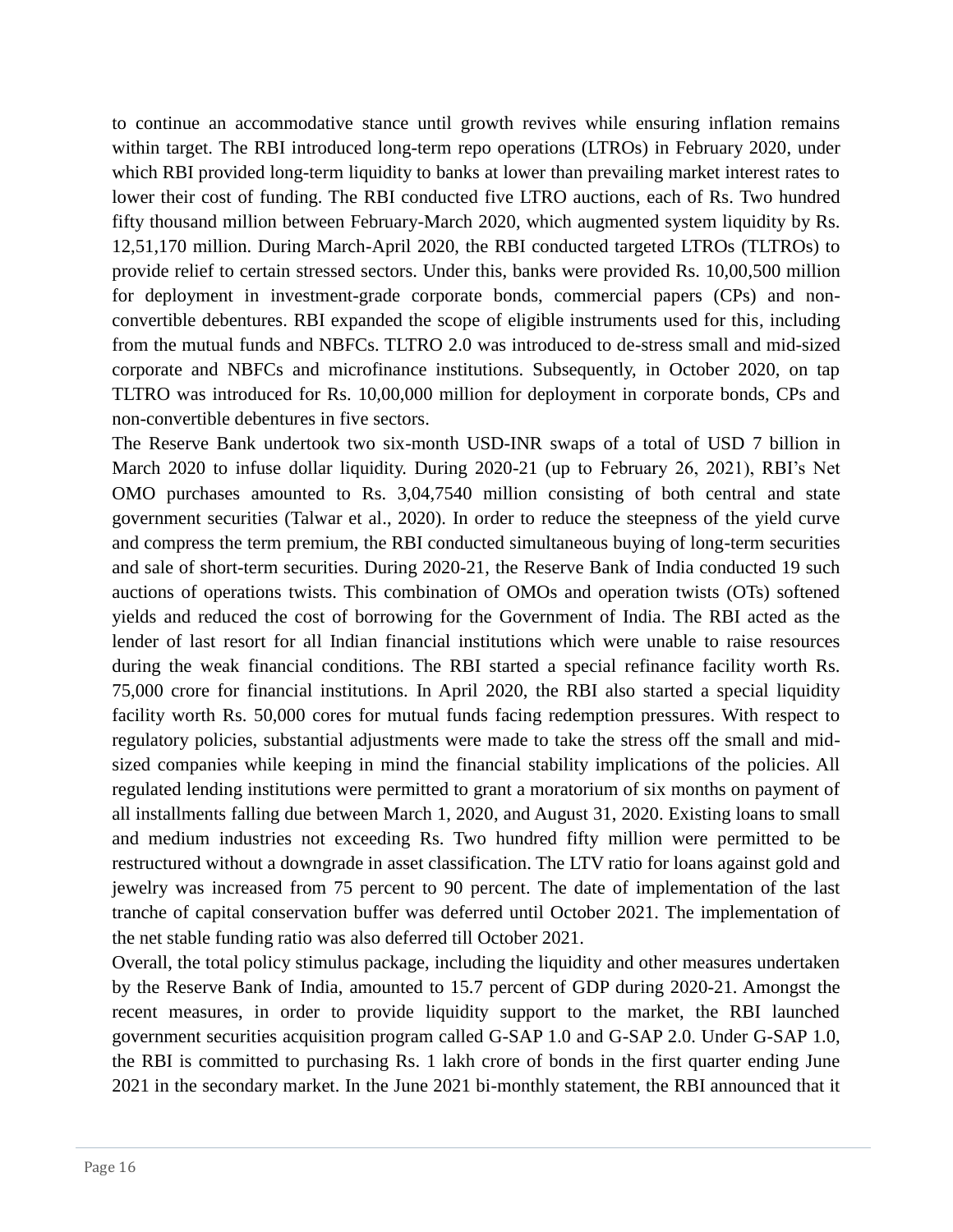to continue an accommodative stance until growth revives while ensuring inflation remains within target. The RBI introduced long-term repo operations (LTROs) in February 2020, under which RBI provided long-term liquidity to banks at lower than prevailing market interest rates to lower their cost of funding. The RBI conducted five LTRO auctions, each of Rs. Two hundred fifty thousand million between February-March 2020, which augmented system liquidity by Rs. 12,51,170 million. During March-April 2020, the RBI conducted targeted LTROs (TLTROs) to provide relief to certain stressed sectors. Under this, banks were provided Rs. 10,00,500 million for deployment in investment-grade corporate bonds, commercial papers (CPs) and non-convertible debentures. RBI expanded the scope of eligible instruments used for this, including from the mutual funds and NBFCs. TLTRO 2.0 was introduced to de-stress small and mid-sized corporate and NBFCs and microfinance institutions. Subsequently, in October 2020, on tap TLTRO was introduced for Rs. 10,00,000 million for deployment in corporate bonds, CPs and non-convertible debentures in five sectors.

The Reserve Bank undertook two six-month USD-INR swaps of a total of USD 7 billion in March 2020 to infuse dollar liquidity. During 2020-21 (up to February 26, 2021), RBI's Net OMO purchases amounted to Rs. 3,04,7540 million consisting of both central and state government securities (Talwar et al., 2020). In order to reduce the steepness of the yield curve and compress the term premium, the RBI conducted simultaneous buying of long-term securities and sale of short-term securities. During 2020-21, the Reserve Bank of India conducted 19 such auctions of operations twists. This combination of OMOs and operation twists (OTs) softened yields and reduced the cost of borrowing for the Government of India. The RBI acted as the lender of last resort for all Indian financial institutions which were unable to raise resources during the weak financial conditions. The RBI started a special refinance facility worth Rs. 75,000 crore for financial institutions. In April 2020, the RBI also started a special liquidity facility worth Rs. 50,000 cores for mutual funds facing redemption pressures. With respect to regulatory policies, substantial adjustments were made to take the stress off the small and mid-sized companies while keeping in mind the financial stability implications of the policies. All regulated lending institutions were permitted to grant a moratorium of six months on payment of all installments falling due between March 1, 2020, and August 31, 2020. Existing loans to small and medium industries not exceeding Rs. Two hundred fifty million were permitted to be restructured without a downgrade in asset classification. The LTV ratio for loans against gold and jewelry was increased from 75 percent to 90 percent. The date of implementation of the last tranche of capital conservation buffer was deferred until October 2021. The implementation of the net stable funding ratio was also deferred till October 2021.

Overall, the total policy stimulus package, including the liquidity and other measures undertaken by the Reserve Bank of India, amounted to 15.7 percent of GDP during 2020-21. Amongst the recent measures, in order to provide liquidity support to the market, the RBI launched government securities acquisition program called G-SAP 1.0 and G-SAP 2.0. Under G-SAP 1.0, the RBI is committed to purchasing Rs. 1 lakh crore of bonds in the first quarter ending June 2021 in the secondary market. In the June 2021 bi-monthly statement, the RBI announced that it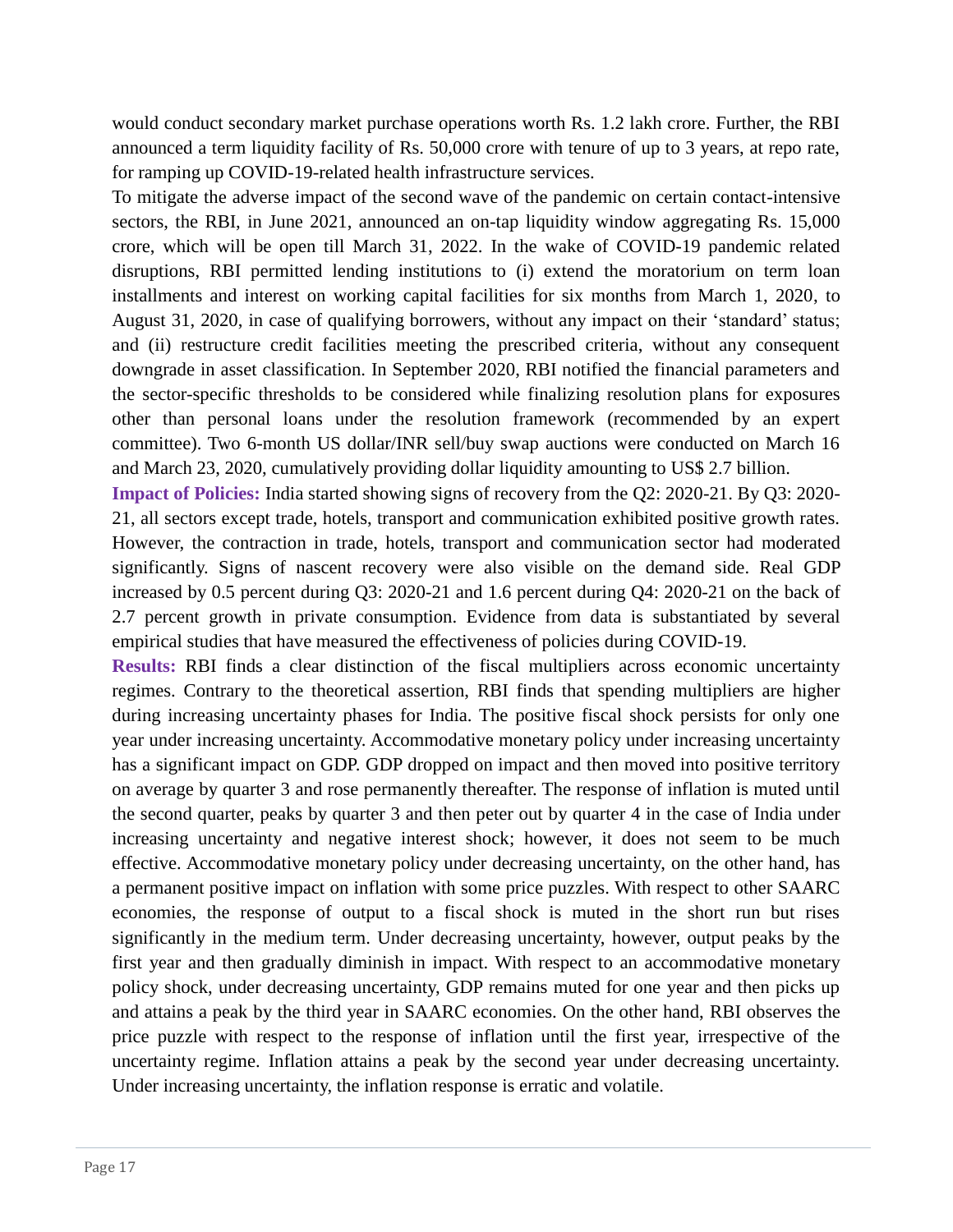would conduct secondary market purchase operations worth Rs. 1.2 lakh crore. Further, the RBI announced a term liquidity facility of Rs. 50,000 crore with tenure of up to 3 years, at repo rate, for ramping up COVID-19-related health infrastructure services.

To mitigate the adverse impact of the second wave of the pandemic on certain contact-intensive sectors, the RBI, in June 2021, announced an on-tap liquidity window aggregating Rs. 15,000 crore, which will be open till March 31, 2022. In the wake of COVID-19 pandemic related disruptions, RBI permitted lending institutions to (i) extend the moratorium on term loan installments and interest on working capital facilities for six months from March 1, 2020, to August 31, 2020, in case of qualifying borrowers, without any impact on their 'standard' status; and (ii) restructure credit facilities meeting the prescribed criteria, without any consequent downgrade in asset classification. In September 2020, RBI notified the financial parameters and the sector-specific thresholds to be considered while finalizing resolution plans for exposures other than personal loans under the resolution framework (recommended by an expert committee). Two 6-month US dollar/INR sell/buy swap auctions were conducted on March 16 and March 23, 2020, cumulatively providing dollar liquidity amounting to US$ 2.7 billion.

**Impact of Policies:** India started showing signs of recovery from the Q2: 2020-21. By Q3: 2020-21, all sectors except trade, hotels, transport and communication exhibited positive growth rates. However, the contraction in trade, hotels, transport and communication sector had moderated significantly. Signs of nascent recovery were also visible on the demand side. Real GDP increased by 0.5 percent during Q3: 2020-21 and 1.6 percent during Q4: 2020-21 on the back of 2.7 percent growth in private consumption. Evidence from data is substantiated by several empirical studies that have measured the effectiveness of policies during COVID-19.

**Results:** RBI finds a clear distinction of the fiscal multipliers across economic uncertainty regimes. Contrary to the theoretical assertion, RBI finds that spending multipliers are higher during increasing uncertainty phases for India. The positive fiscal shock persists for only one year under increasing uncertainty. Accommodative monetary policy under increasing uncertainty has a significant impact on GDP. GDP dropped on impact and then moved into positive territory on average by quarter 3 and rose permanently thereafter. The response of inflation is muted until the second quarter, peaks by quarter 3 and then peter out by quarter 4 in the case of India under increasing uncertainty and negative interest shock; however, it does not seem to be much effective. Accommodative monetary policy under decreasing uncertainty, on the other hand, has a permanent positive impact on inflation with some price puzzles. With respect to other SAARC economies, the response of output to a fiscal shock is muted in the short run but rises significantly in the medium term. Under decreasing uncertainty, however, output peaks by the first year and then gradually diminish in impact. With respect to an accommodative monetary policy shock, under decreasing uncertainty, GDP remains muted for one year and then picks up and attains a peak by the third year in SAARC economies. On the other hand, RBI observes the price puzzle with respect to the response of inflation until the first year, irrespective of the uncertainty regime. Inflation attains a peak by the second year under decreasing uncertainty. Under increasing uncertainty, the inflation response is erratic and volatile.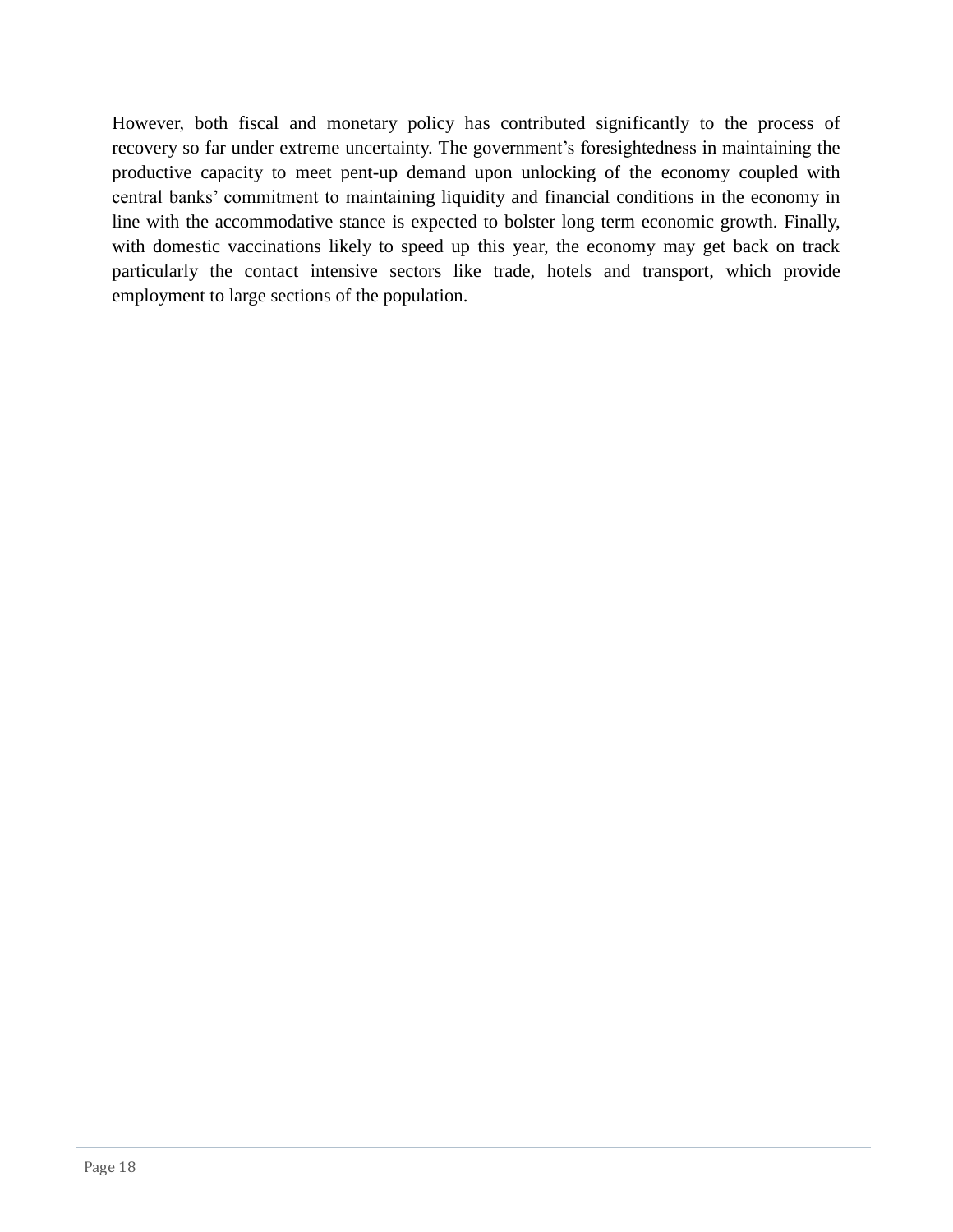However, both fiscal and monetary policy has contributed significantly to the process of recovery so far under extreme uncertainty. The government's foresightedness in maintaining the productive capacity to meet pent-up demand upon unlocking of the economy coupled with central banks' commitment to maintaining liquidity and financial conditions in the economy in line with the accommodative stance is expected to bolster long term economic growth. Finally, with domestic vaccinations likely to speed up this year, the economy may get back on track particularly the contact intensive sectors like trade, hotels and transport, which provide employment to large sections of the population.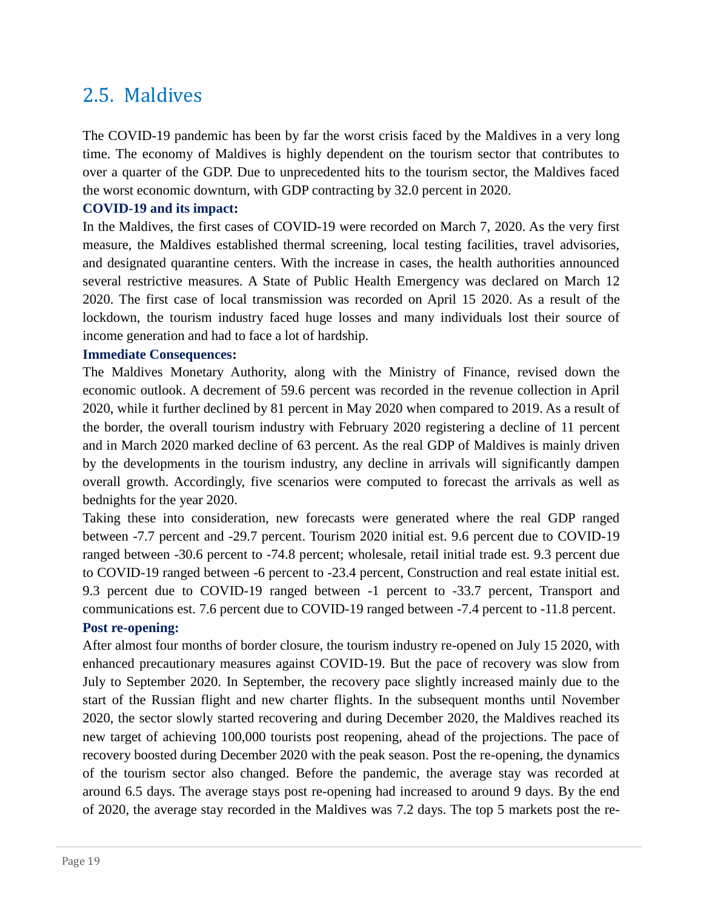## 2.5. Maldives

The COVID-19 pandemic has been by far the worst crisis faced by the Maldives in a very long time. The economy of Maldives is highly dependent on the tourism sector that contributes to over a quarter of the GDP. Due to unprecedented hits to the tourism sector, the Maldives faced the worst economic downturn, with GDP contracting by 32.0 percent in 2020.

**COVID-19 and its impact:**

In the Maldives, the first cases of COVID-19 were recorded on March 7, 2020. As the very first measure, the Maldives established thermal screening, local testing facilities, travel advisories, and designated quarantine centers. With the increase in cases, the health authorities announced several restrictive measures. A State of Public Health Emergency was declared on March 12 2020. The first case of local transmission was recorded on April 15 2020. As a result of the lockdown, the tourism industry faced huge losses and many individuals lost their source of income generation and had to face a lot of hardship.

**Immediate Consequences:**

The Maldives Monetary Authority, along with the Ministry of Finance, revised down the economic outlook. A decrement of 59.6 percent was recorded in the revenue collection in April 2020, while it further declined by 81 percent in May 2020 when compared to 2019. As a result of the border, the overall tourism industry with February 2020 registering a decline of 11 percent and in March 2020 marked decline of 63 percent. As the real GDP of Maldives is mainly driven by the developments in the tourism industry, any decline in arrivals will significantly dampen overall growth. Accordingly, five scenarios were computed to forecast the arrivals as well as bednights for the year 2020.

Taking these into consideration, new forecasts were generated where the real GDP ranged between -7.7 percent and -29.7 percent. Tourism 2020 initial est. 9.6 percent due to COVID-19 ranged between -30.6 percent to -74.8 percent; wholesale, retail initial trade est. 9.3 percent due to COVID-19 ranged between -6 percent to -23.4 percent, Construction and real estate initial est. 9.3 percent due to COVID-19 ranged between -1 percent to -33.7 percent, Transport and communications est. 7.6 percent due to COVID-19 ranged between -7.4 percent to -11.8 percent.

**Post re-opening:**

After almost four months of border closure, the tourism industry re-opened on July 15 2020, with enhanced precautionary measures against COVID-19. But the pace of recovery was slow from July to September 2020. In September, the recovery pace slightly increased mainly due to the start of the Russian flight and new charter flights. In the subsequent months until November 2020, the sector slowly started recovering and during December 2020, the Maldives reached its new target of achieving 100,000 tourists post reopening, ahead of the projections. The pace of recovery boosted during December 2020 with the peak season. Post the re-opening, the dynamics of the tourism sector also changed. Before the pandemic, the average stay was recorded at around 6.5 days. The average stays post re-opening had increased to around 9 days. By the end of 2020, the average stay recorded in the Maldives was 7.2 days. The top 5 markets post the re-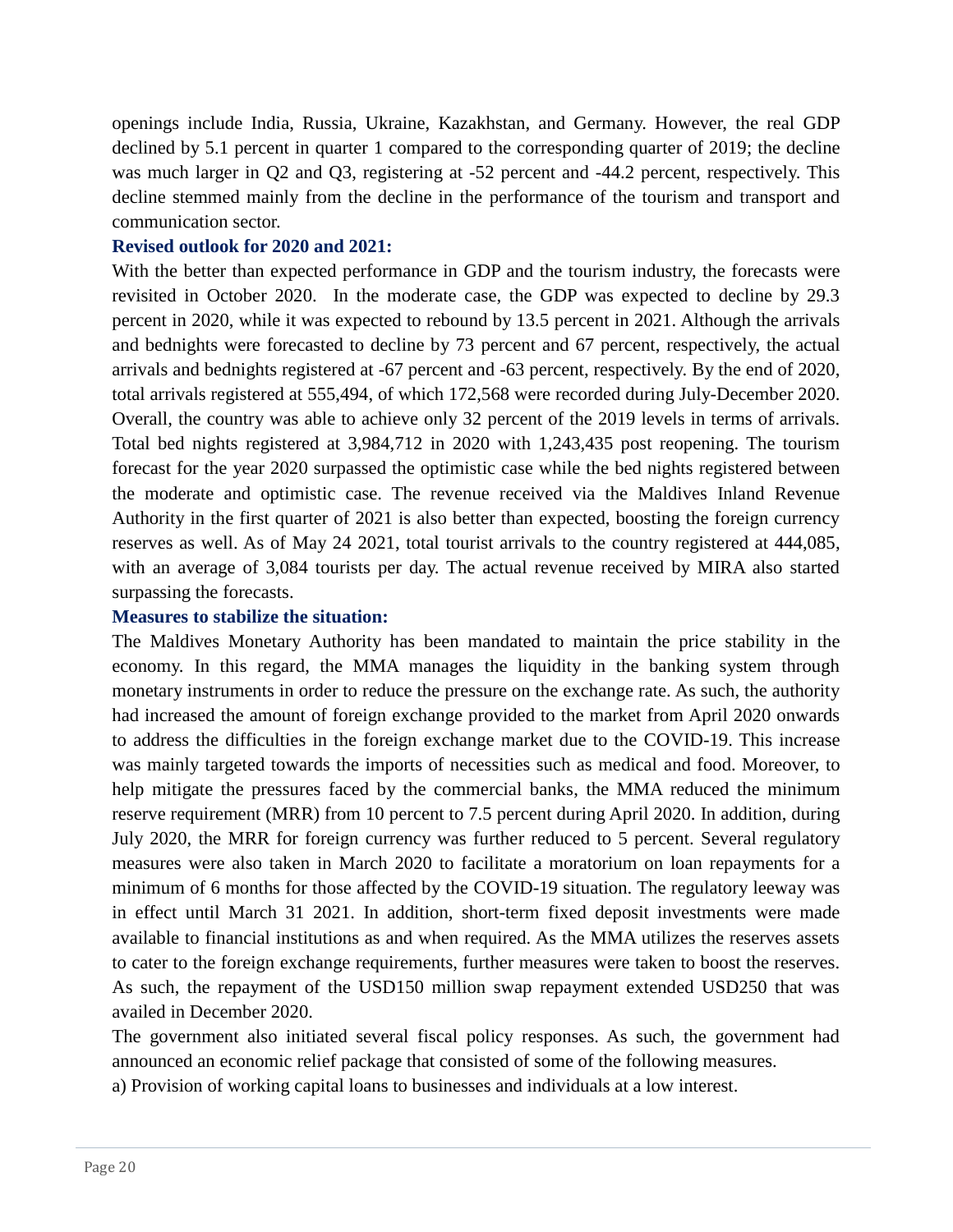openings include India, Russia, Ukraine, Kazakhstan, and Germany. However, the real GDP declined by 5.1 percent in quarter 1 compared to the corresponding quarter of 2019; the decline was much larger in Q2 and Q3, registering at -52 percent and -44.2 percent, respectively. This decline stemmed mainly from the decline in the performance of the tourism and transport and communication sector.

**Revised outlook for 2020 and 2021:**

With the better than expected performance in GDP and the tourism industry, the forecasts were revisited in October 2020. In the moderate case, the GDP was expected to decline by 29.3 percent in 2020, while it was expected to rebound by 13.5 percent in 2021. Although the arrivals and bednights were forecasted to decline by 73 percent and 67 percent, respectively, the actual arrivals and bednights registered at -67 percent and -63 percent, respectively. By the end of 2020, total arrivals registered at 555,494, of which 172,568 were recorded during July-December 2020. Overall, the country was able to achieve only 32 percent of the 2019 levels in terms of arrivals. Total bed nights registered at 3,984,712 in 2020 with 1,243,435 post reopening. The tourism forecast for the year 2020 surpassed the optimistic case while the bed nights registered between the moderate and optimistic case. The revenue received via the Maldives Inland Revenue Authority in the first quarter of 2021 is also better than expected, boosting the foreign currency reserves as well. As of May 24 2021, total tourist arrivals to the country registered at 444,085, with an average of 3,084 tourists per day. The actual revenue received by MIRA also started surpassing the forecasts.

**Measures to stabilize the situation:**

The Maldives Monetary Authority has been mandated to maintain the price stability in the economy. In this regard, the MMA manages the liquidity in the banking system through monetary instruments in order to reduce the pressure on the exchange rate. As such, the authority had increased the amount of foreign exchange provided to the market from April 2020 onwards to address the difficulties in the foreign exchange market due to the COVID-19. This increase was mainly targeted towards the imports of necessities such as medical and food. Moreover, to help mitigate the pressures faced by the commercial banks, the MMA reduced the minimum reserve requirement (MRR) from 10 percent to 7.5 percent during April 2020. In addition, during July 2020, the MRR for foreign currency was further reduced to 5 percent. Several regulatory measures were also taken in March 2020 to facilitate a moratorium on loan repayments for a minimum of 6 months for those affected by the COVID-19 situation. The regulatory leeway was in effect until March 31 2021. In addition, short-term fixed deposit investments were made available to financial institutions as and when required. As the MMA utilizes the reserves assets to cater to the foreign exchange requirements, further measures were taken to boost the reserves. As such, the repayment of the USD150 million swap repayment extended USD250 that was availed in December 2020.

The government also initiated several fiscal policy responses. As such, the government had announced an economic relief package that consisted of some of the following measures.

a) Provision of working capital loans to businesses and individuals at a low interest.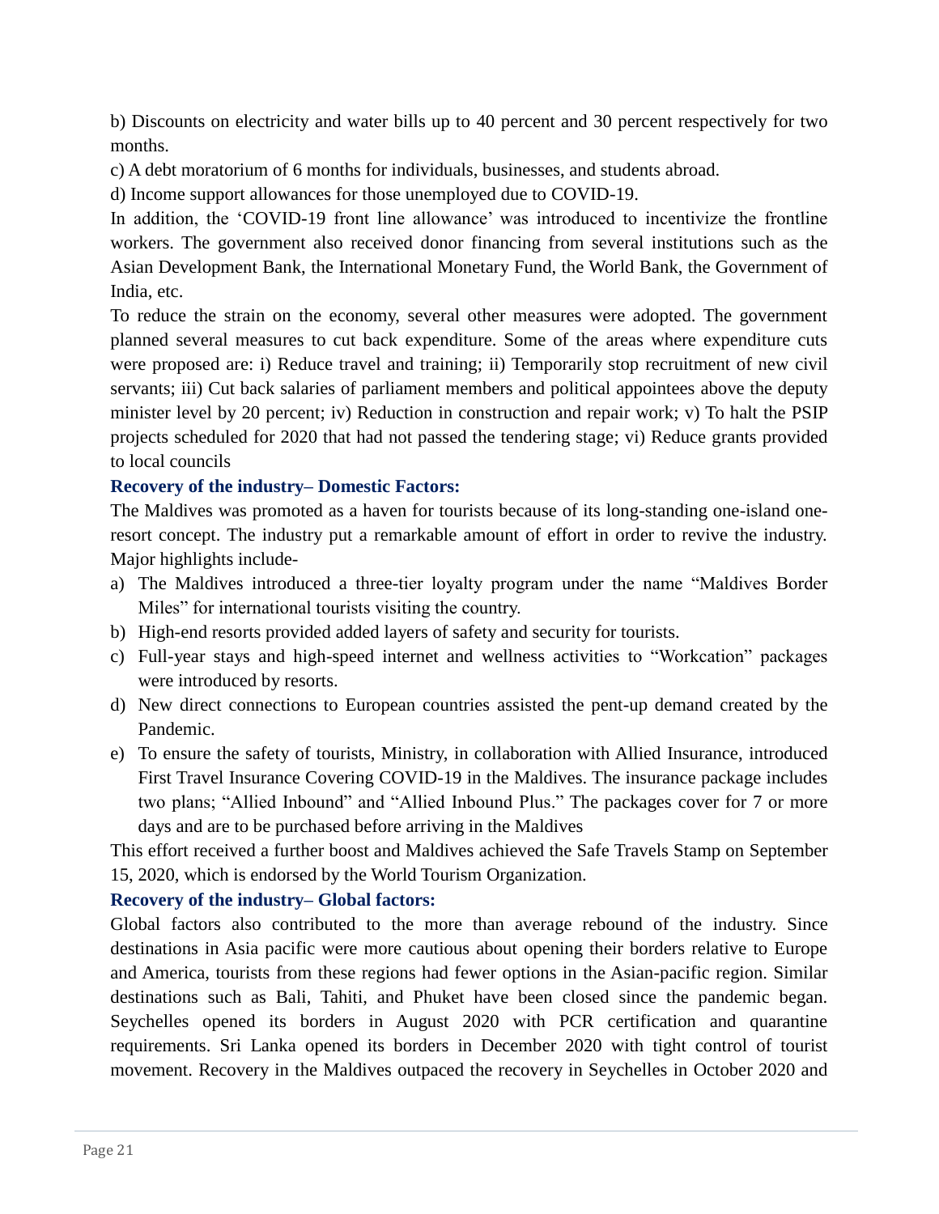b) Discounts on electricity and water bills up to 40 percent and 30 percent respectively for two months.

c) A debt moratorium of 6 months for individuals, businesses, and students abroad.

d) Income support allowances for those unemployed due to COVID-19.

In addition, the 'COVID-19 front line allowance' was introduced to incentivize the frontline workers. The government also received donor financing from several institutions such as the Asian Development Bank, the International Monetary Fund, the World Bank, the Government of India, etc.

To reduce the strain on the economy, several other measures were adopted. The government planned several measures to cut back expenditure. Some of the areas where expenditure cuts were proposed are: i) Reduce travel and training; ii) Temporarily stop recruitment of new civil servants; iii) Cut back salaries of parliament members and political appointees above the deputy minister level by 20 percent; iv) Reduction in construction and repair work; v) To halt the PSIP projects scheduled for 2020 that had not passed the tendering stage; vi) Reduce grants provided to local councils

**Recovery of the industry– Domestic Factors:**

The Maldives was promoted as a haven for tourists because of its long-standing one-island one-resort concept. The industry put a remarkable amount of effort in order to revive the industry. Major highlights include-

a) The Maldives introduced a three-tier loyalty program under the name "Maldives Border Miles" for international tourists visiting the country.
b) High-end resorts provided added layers of safety and security for tourists.
c) Full-year stays and high-speed internet and wellness activities to "Workcation" packages were introduced by resorts.
d) New direct connections to European countries assisted the pent-up demand created by the Pandemic.
e) To ensure the safety of tourists, Ministry, in collaboration with Allied Insurance, introduced First Travel Insurance Covering COVID-19 in the Maldives. The insurance package includes two plans; "Allied Inbound" and "Allied Inbound Plus." The packages cover for 7 or more days and are to be purchased before arriving in the Maldives

This effort received a further boost and Maldives achieved the Safe Travels Stamp on September 15, 2020, which is endorsed by the World Tourism Organization.

**Recovery of the industry– Global factors:**

Global factors also contributed to the more than average rebound of the industry. Since destinations in Asia pacific were more cautious about opening their borders relative to Europe and America, tourists from these regions had fewer options in the Asian-pacific region. Similar destinations such as Bali, Tahiti, and Phuket have been closed since the pandemic began. Seychelles opened its borders in August 2020 with PCR certification and quarantine requirements. Sri Lanka opened its borders in December 2020 with tight control of tourist movement. Recovery in the Maldives outpaced the recovery in Seychelles in October 2020 and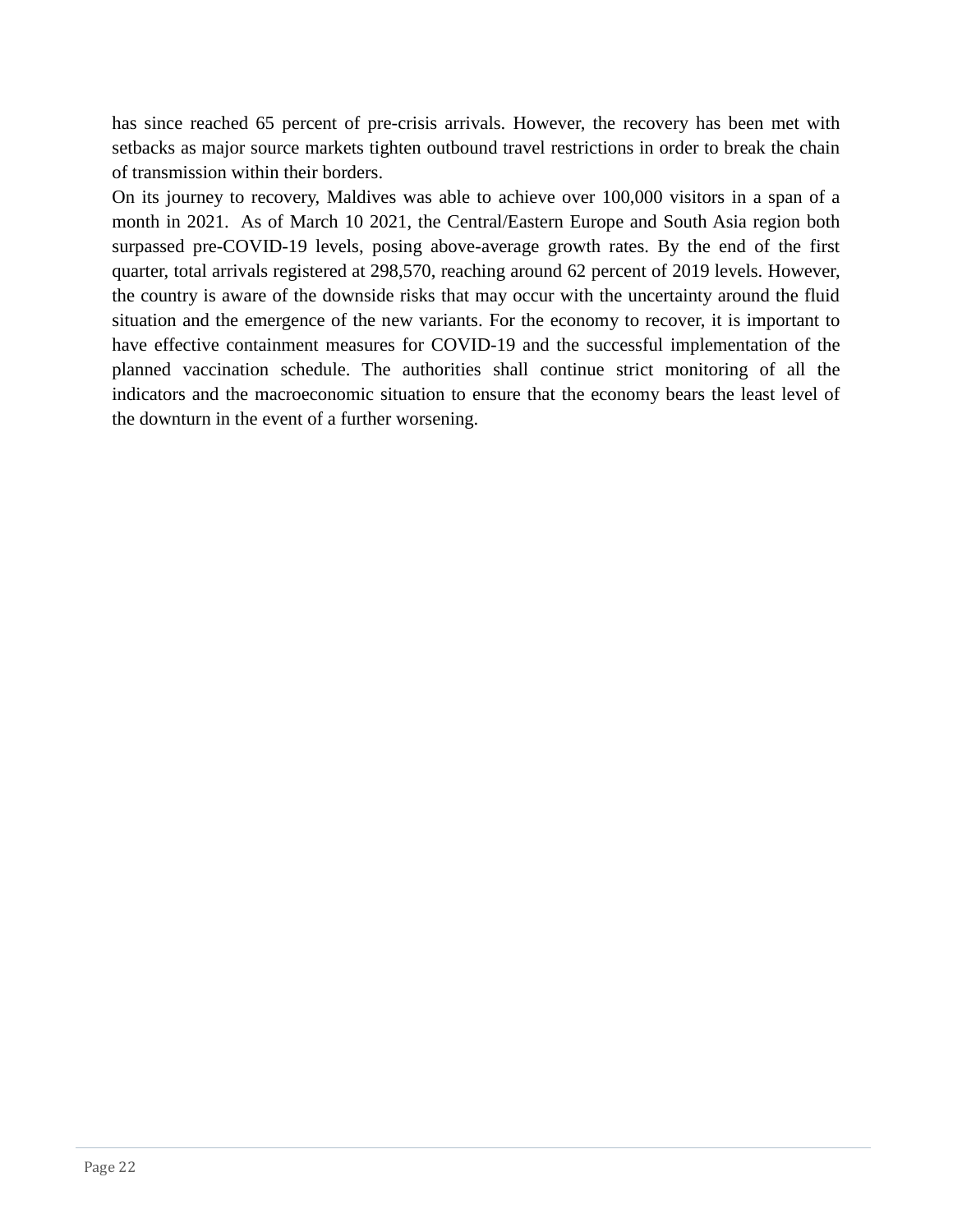has since reached 65 percent of pre-crisis arrivals. However, the recovery has been met with setbacks as major source markets tighten outbound travel restrictions in order to break the chain of transmission within their borders.

On its journey to recovery, Maldives was able to achieve over 100,000 visitors in a span of a month in 2021. As of March 10 2021, the Central/Eastern Europe and South Asia region both surpassed pre-COVID-19 levels, posing above-average growth rates. By the end of the first quarter, total arrivals registered at 298,570, reaching around 62 percent of 2019 levels. However, the country is aware of the downside risks that may occur with the uncertainty around the fluid situation and the emergence of the new variants. For the economy to recover, it is important to have effective containment measures for COVID-19 and the successful implementation of the planned vaccination schedule. The authorities shall continue strict monitoring of all the indicators and the macroeconomic situation to ensure that the economy bears the least level of the downturn in the event of a further worsening.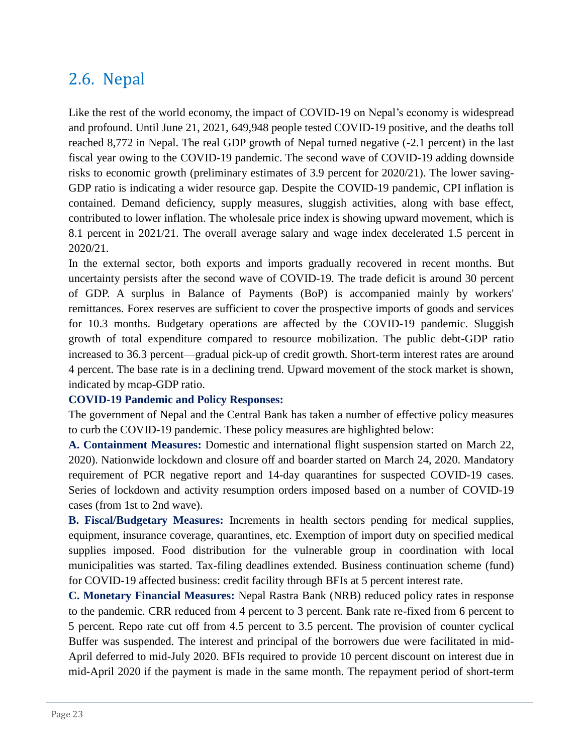## 2.6. Nepal

Like the rest of the world economy, the impact of COVID-19 on Nepal's economy is widespread and profound. Until June 21, 2021, 649,948 people tested COVID-19 positive, and the deaths toll reached 8,772 in Nepal. The real GDP growth of Nepal turned negative (-2.1 percent) in the last fiscal year owing to the COVID-19 pandemic. The second wave of COVID-19 adding downside risks to economic growth (preliminary estimates of 3.9 percent for 2020/21). The lower saving-GDP ratio is indicating a wider resource gap. Despite the COVID-19 pandemic, CPI inflation is contained. Demand deficiency, supply measures, sluggish activities, along with base effect, contributed to lower inflation. The wholesale price index is showing upward movement, which is 8.1 percent in 2021/21. The overall average salary and wage index decelerated 1.5 percent in 2020/21.

In the external sector, both exports and imports gradually recovered in recent months. But uncertainty persists after the second wave of COVID-19. The trade deficit is around 30 percent of GDP. A surplus in Balance of Payments (BoP) is accompanied mainly by workers' remittances. Forex reserves are sufficient to cover the prospective imports of goods and services for 10.3 months. Budgetary operations are affected by the COVID-19 pandemic. Sluggish growth of total expenditure compared to resource mobilization. The public debt-GDP ratio increased to 36.3 percent—gradual pick-up of credit growth. Short-term interest rates are around 4 percent. The base rate is in a declining trend. Upward movement of the stock market is shown, indicated by mcap-GDP ratio.

**COVID-19 Pandemic and Policy Responses:**

The government of Nepal and the Central Bank has taken a number of effective policy measures to curb the COVID-19 pandemic. These policy measures are highlighted below:

**A. Containment Measures:** Domestic and international flight suspension started on March 22, 2020). Nationwide lockdown and closure off and boarder started on March 24, 2020. Mandatory requirement of PCR negative report and 14-day quarantines for suspected COVID-19 cases. Series of lockdown and activity resumption orders imposed based on a number of COVID-19 cases (from 1st to 2nd wave).

**B. Fiscal/Budgetary Measures:** Increments in health sectors pending for medical supplies, equipment, insurance coverage, quarantines, etc. Exemption of import duty on specified medical supplies imposed. Food distribution for the vulnerable group in coordination with local municipalities was started. Tax-filing deadlines extended. Business continuation scheme (fund) for COVID-19 affected business: credit facility through BFIs at 5 percent interest rate.

**C. Monetary Financial Measures:** Nepal Rastra Bank (NRB) reduced policy rates in response to the pandemic. CRR reduced from 4 percent to 3 percent. Bank rate re-fixed from 6 percent to 5 percent. Repo rate cut off from 4.5 percent to 3.5 percent. The provision of counter cyclical Buffer was suspended. The interest and principal of the borrowers due were facilitated in mid-April deferred to mid-July 2020. BFIs required to provide 10 percent discount on interest due in mid-April 2020 if the payment is made in the same month. The repayment period of short-term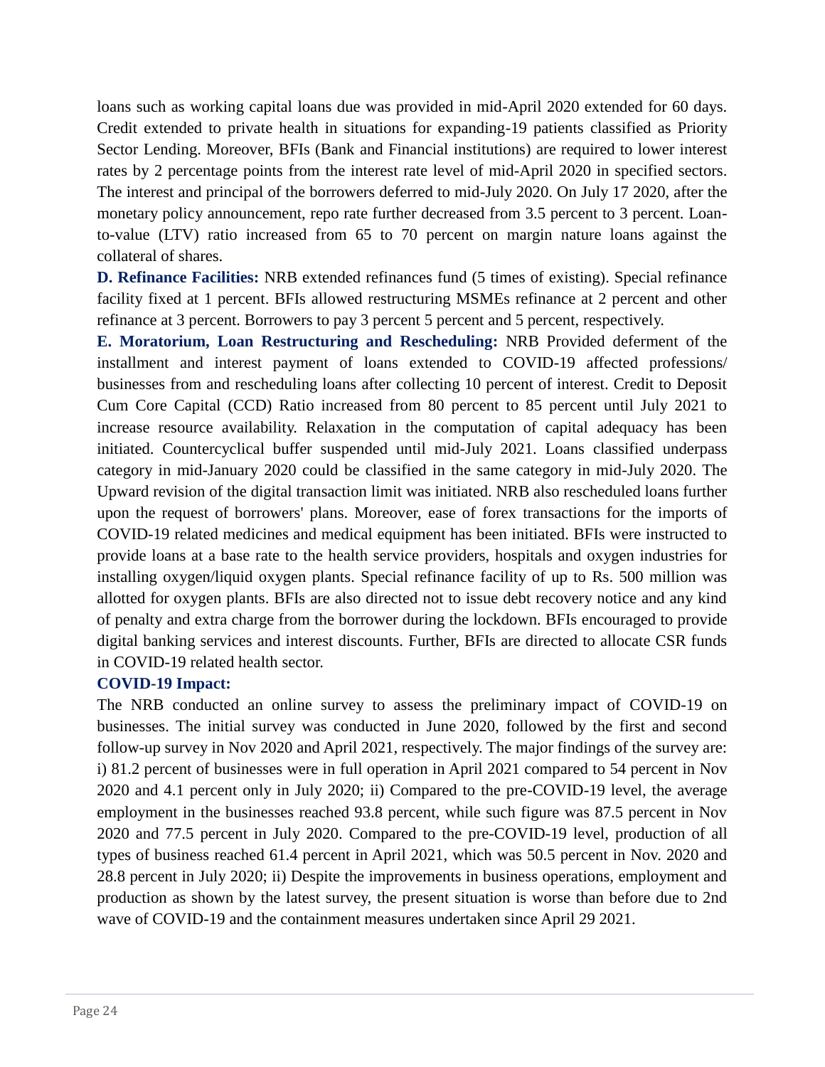loans such as working capital loans due was provided in mid-April 2020 extended for 60 days. Credit extended to private health in situations for expanding-19 patients classified as Priority Sector Lending. Moreover, BFIs (Bank and Financial institutions) are required to lower interest rates by 2 percentage points from the interest rate level of mid-April 2020 in specified sectors. The interest and principal of the borrowers deferred to mid-July 2020. On July 17 2020, after the monetary policy announcement, repo rate further decreased from 3.5 percent to 3 percent. Loan-to-value (LTV) ratio increased from 65 to 70 percent on margin nature loans against the collateral of shares.

**D. Refinance Facilities:** NRB extended refinances fund (5 times of existing). Special refinance facility fixed at 1 percent. BFIs allowed restructuring MSMEs refinance at 2 percent and other refinance at 3 percent. Borrowers to pay 3 percent 5 percent and 5 percent, respectively.

**E. Moratorium, Loan Restructuring and Rescheduling:** NRB Provided deferment of the installment and interest payment of loans extended to COVID-19 affected professions/ businesses from and rescheduling loans after collecting 10 percent of interest. Credit to Deposit Cum Core Capital (CCD) Ratio increased from 80 percent to 85 percent until July 2021 to increase resource availability. Relaxation in the computation of capital adequacy has been initiated. Countercyclical buffer suspended until mid-July 2021. Loans classified underpass category in mid-January 2020 could be classified in the same category in mid-July 2020. The Upward revision of the digital transaction limit was initiated. NRB also rescheduled loans further upon the request of borrowers' plans. Moreover, ease of forex transactions for the imports of COVID-19 related medicines and medical equipment has been initiated. BFIs were instructed to provide loans at a base rate to the health service providers, hospitals and oxygen industries for installing oxygen/liquid oxygen plants. Special refinance facility of up to Rs. 500 million was allotted for oxygen plants. BFIs are also directed not to issue debt recovery notice and any kind of penalty and extra charge from the borrower during the lockdown. BFIs encouraged to provide digital banking services and interest discounts. Further, BFIs are directed to allocate CSR funds in COVID-19 related health sector.

**COVID-19 Impact:**

The NRB conducted an online survey to assess the preliminary impact of COVID-19 on businesses. The initial survey was conducted in June 2020, followed by the first and second follow-up survey in Nov 2020 and April 2021, respectively. The major findings of the survey are: i) 81.2 percent of businesses were in full operation in April 2021 compared to 54 percent in Nov 2020 and 4.1 percent only in July 2020; ii) Compared to the pre-COVID-19 level, the average employment in the businesses reached 93.8 percent, while such figure was 87.5 percent in Nov 2020 and 77.5 percent in July 2020. Compared to the pre-COVID-19 level, production of all types of business reached 61.4 percent in April 2021, which was 50.5 percent in Nov. 2020 and 28.8 percent in July 2020; ii) Despite the improvements in business operations, employment and production as shown by the latest survey, the present situation is worse than before due to 2nd wave of COVID-19 and the containment measures undertaken since April 29 2021.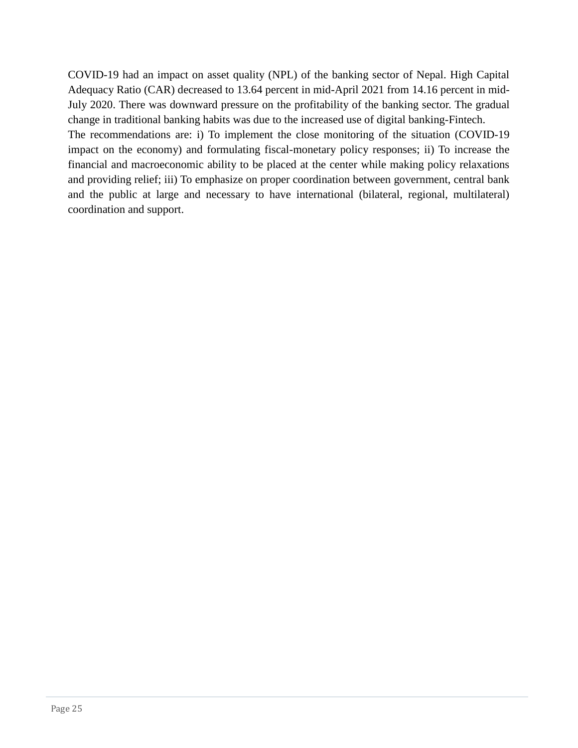COVID-19 had an impact on asset quality (NPL) of the banking sector of Nepal. High Capital Adequacy Ratio (CAR) decreased to 13.64 percent in mid-April 2021 from 14.16 percent in mid-July 2020. There was downward pressure on the profitability of the banking sector. The gradual change in traditional banking habits was due to the increased use of digital banking-Fintech.

The recommendations are: i) To implement the close monitoring of the situation (COVID-19 impact on the economy) and formulating fiscal-monetary policy responses; ii) To increase the financial and macroeconomic ability to be placed at the center while making policy relaxations and providing relief; iii) To emphasize on proper coordination between government, central bank and the public at large and necessary to have international (bilateral, regional, multilateral) coordination and support.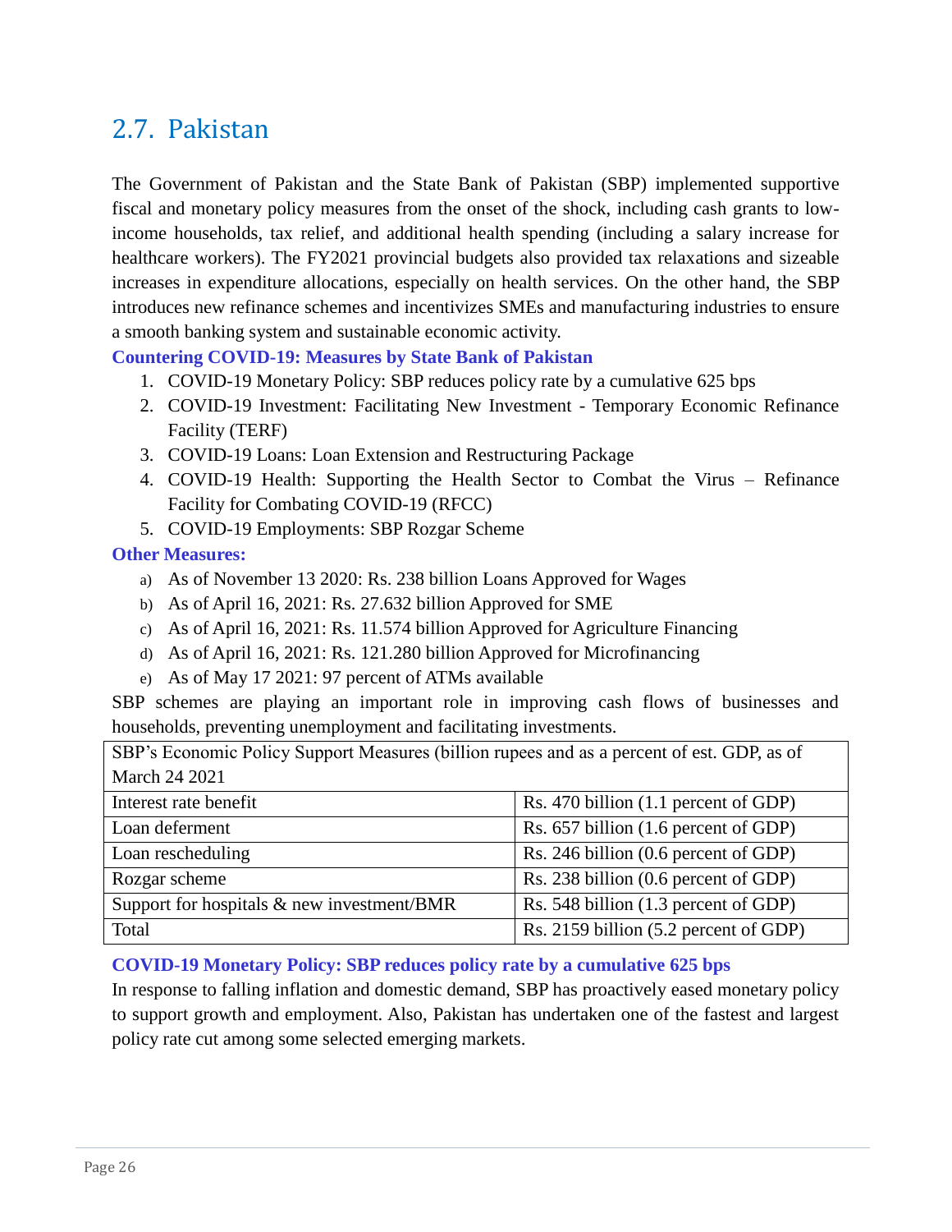## 2.7. Pakistan

The Government of Pakistan and the State Bank of Pakistan (SBP) implemented supportive fiscal and monetary policy measures from the onset of the shock, including cash grants to low-income households, tax relief, and additional health spending (including a salary increase for healthcare workers). The FY2021 provincial budgets also provided tax relaxations and sizeable increases in expenditure allocations, especially on health services. On the other hand, the SBP introduces new refinance schemes and incentivizes SMEs and manufacturing industries to ensure a smooth banking system and sustainable economic activity.

**Countering COVID-19: Measures by State Bank of Pakistan**

1. COVID-19 Monetary Policy: SBP reduces policy rate by a cumulative 625 bps
2. COVID-19 Investment: Facilitating New Investment - Temporary Economic Refinance Facility (TERF)
3. COVID-19 Loans: Loan Extension and Restructuring Package
4. COVID-19 Health: Supporting the Health Sector to Combat the Virus – Refinance Facility for Combating COVID-19 (RFCC)
5. COVID-19 Employments: SBP Rozgar Scheme

**Other Measures:**

a) As of November 13 2020: Rs. 238 billion Loans Approved for Wages
b) As of April 16, 2021: Rs. 27.632 billion Approved for SME
c) As of April 16, 2021: Rs. 11.574 billion Approved for Agriculture Financing
d) As of April 16, 2021: Rs. 121.280 billion Approved for Microfinancing
e) As of May 17 2021: 97 percent of ATMs available

SBP schemes are playing an important role in improving cash flows of businesses and households, preventing unemployment and facilitating investments.

| SBP's Economic Policy Support Measures (billion rupees and as a percent of est. GDP, as of March 24 2021 | |
|---|---|
| Interest rate benefit | Rs. 470 billion (1.1 percent of GDP) |
| Loan deferment | Rs. 657 billion (1.6 percent of GDP) |
| Loan rescheduling | Rs. 246 billion (0.6 percent of GDP) |
| Rozgar scheme | Rs. 238 billion (0.6 percent of GDP) |
| Support for hospitals & new investment/BMR | Rs. 548 billion (1.3 percent of GDP) |
| Total | Rs. 2159 billion (5.2 percent of GDP) |

**COVID-19 Monetary Policy: SBP reduces policy rate by a cumulative 625 bps**

In response to falling inflation and domestic demand, SBP has proactively eased monetary policy to support growth and employment. Also, Pakistan has undertaken one of the fastest and largest policy rate cut among some selected emerging markets.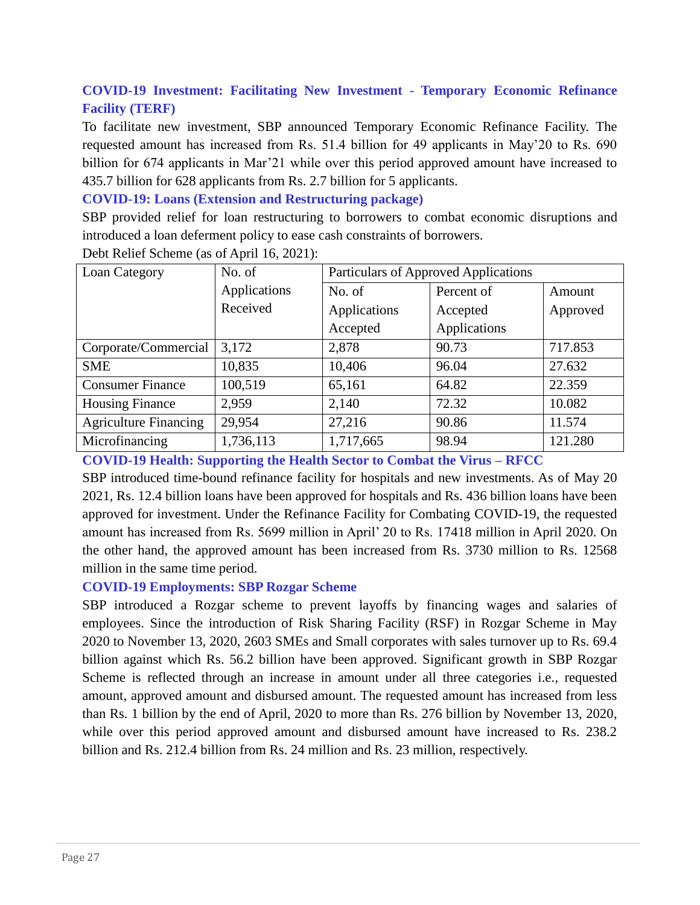### COVID-19 Investment: Facilitating New Investment - Temporary Economic Refinance Facility (TERF)

To facilitate new investment, SBP announced Temporary Economic Refinance Facility. The requested amount has increased from Rs. 51.4 billion for 49 applicants in May'20 to Rs. 690 billion for 674 applicants in Mar'21 while over this period approved amount have increased to 435.7 billion for 628 applicants from Rs. 2.7 billion for 5 applicants.

### COVID-19: Loans (Extension and Restructuring package)

SBP provided relief for loan restructuring to borrowers to combat economic disruptions and introduced a loan deferment policy to ease cash constraints of borrowers.

Debt Relief Scheme (as of April 16, 2021):

| Loan Category | No. of Applications Received | Particulars of Approved Applications | | |
|---|---|---|---|---|
| | | No. of Applications Accepted | Percent of Accepted Applications | Amount Approved |
| Corporate/Commercial | 3,172 | 2,878 | 90.73 | 717.853 |
| SME | 10,835 | 10,406 | 96.04 | 27.632 |
| Consumer Finance | 100,519 | 65,161 | 64.82 | 22.359 |
| Housing Finance | 2,959 | 2,140 | 72.32 | 10.082 |
| Agriculture Financing | 29,954 | 27,216 | 90.86 | 11.574 |
| Microfinancing | 1,736,113 | 1,717,665 | 98.94 | 121.280 |

### COVID-19 Health: Supporting the Health Sector to Combat the Virus – RFCC

SBP introduced time-bound refinance facility for hospitals and new investments. As of May 20 2021, Rs. 12.4 billion loans have been approved for hospitals and Rs. 436 billion loans have been approved for investment. Under the Refinance Facility for Combating COVID-19, the requested amount has increased from Rs. 5699 million in April' 20 to Rs. 17418 million in April 2020. On the other hand, the approved amount has been increased from Rs. 3730 million to Rs. 12568 million in the same time period.

### COVID-19 Employments: SBP Rozgar Scheme

SBP introduced a Rozgar scheme to prevent layoffs by financing wages and salaries of employees. Since the introduction of Risk Sharing Facility (RSF) in Rozgar Scheme in May 2020 to November 13, 2020, 2603 SMEs and Small corporates with sales turnover up to Rs. 69.4 billion against which Rs. 56.2 billion have been approved. Significant growth in SBP Rozgar Scheme is reflected through an increase in amount under all three categories i.e., requested amount, approved amount and disbursed amount. The requested amount has increased from less than Rs. 1 billion by the end of April, 2020 to more than Rs. 276 billion by November 13, 2020, while over this period approved amount and disbursed amount have increased to Rs. 238.2 billion and Rs. 212.4 billion from Rs. 24 million and Rs. 23 million, respectively.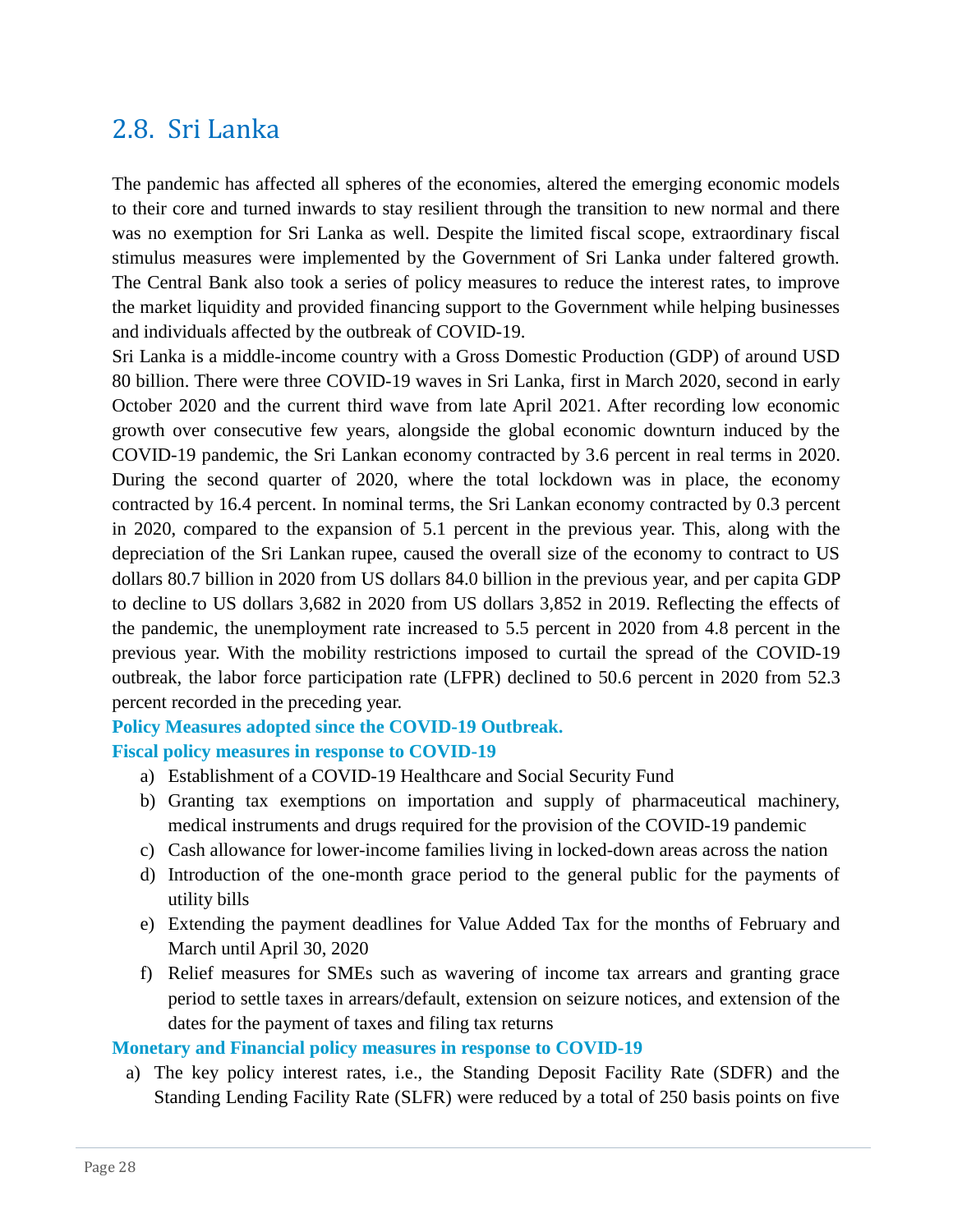## 2.8. Sri Lanka

The pandemic has affected all spheres of the economies, altered the emerging economic models to their core and turned inwards to stay resilient through the transition to new normal and there was no exemption for Sri Lanka as well. Despite the limited fiscal scope, extraordinary fiscal stimulus measures were implemented by the Government of Sri Lanka under faltered growth. The Central Bank also took a series of policy measures to reduce the interest rates, to improve the market liquidity and provided financing support to the Government while helping businesses and individuals affected by the outbreak of COVID-19.

Sri Lanka is a middle-income country with a Gross Domestic Production (GDP) of around USD 80 billion. There were three COVID-19 waves in Sri Lanka, first in March 2020, second in early October 2020 and the current third wave from late April 2021. After recording low economic growth over consecutive few years, alongside the global economic downturn induced by the COVID-19 pandemic, the Sri Lankan economy contracted by 3.6 percent in real terms in 2020. During the second quarter of 2020, where the total lockdown was in place, the economy contracted by 16.4 percent. In nominal terms, the Sri Lankan economy contracted by 0.3 percent in 2020, compared to the expansion of 5.1 percent in the previous year. This, along with the depreciation of the Sri Lankan rupee, caused the overall size of the economy to contract to US dollars 80.7 billion in 2020 from US dollars 84.0 billion in the previous year, and per capita GDP to decline to US dollars 3,682 in 2020 from US dollars 3,852 in 2019. Reflecting the effects of the pandemic, the unemployment rate increased to 5.5 percent in 2020 from 4.8 percent in the previous year. With the mobility restrictions imposed to curtail the spread of the COVID-19 outbreak, the labor force participation rate (LFPR) declined to 50.6 percent in 2020 from 52.3 percent recorded in the preceding year.

**Policy Measures adopted since the COVID-19 Outbreak.**

**Fiscal policy measures in response to COVID-19**

a) Establishment of a COVID-19 Healthcare and Social Security Fund
b) Granting tax exemptions on importation and supply of pharmaceutical machinery, medical instruments and drugs required for the provision of the COVID-19 pandemic
c) Cash allowance for lower-income families living in locked-down areas across the nation
d) Introduction of the one-month grace period to the general public for the payments of utility bills
e) Extending the payment deadlines for Value Added Tax for the months of February and March until April 30, 2020
f) Relief measures for SMEs such as wavering of income tax arrears and granting grace period to settle taxes in arrears/default, extension on seizure notices, and extension of the dates for the payment of taxes and filing tax returns

**Monetary and Financial policy measures in response to COVID-19**

a) The key policy interest rates, i.e., the Standing Deposit Facility Rate (SDFR) and the Standing Lending Facility Rate (SLFR) were reduced by a total of 250 basis points on five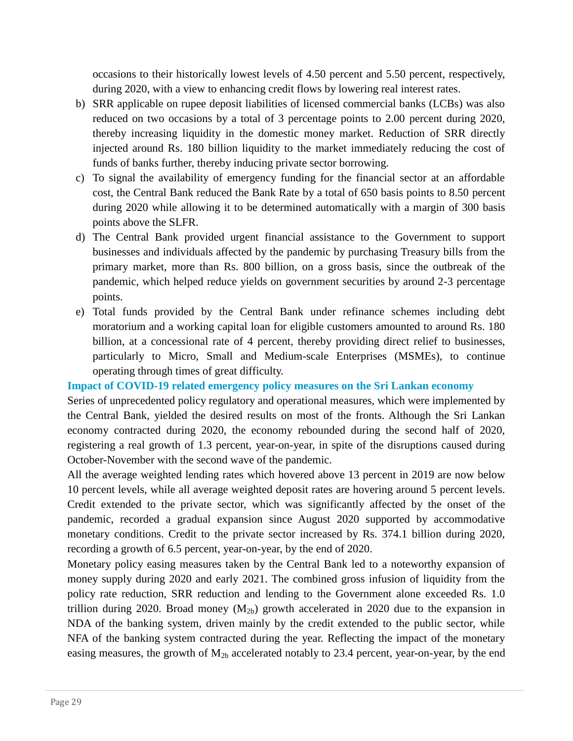occasions to their historically lowest levels of 4.50 percent and 5.50 percent, respectively, during 2020, with a view to enhancing credit flows by lowering real interest rates.

b) SRR applicable on rupee deposit liabilities of licensed commercial banks (LCBs) was also reduced on two occasions by a total of 3 percentage points to 2.00 percent during 2020, thereby increasing liquidity in the domestic money market. Reduction of SRR directly injected around Rs. 180 billion liquidity to the market immediately reducing the cost of funds of banks further, thereby inducing private sector borrowing.

c) To signal the availability of emergency funding for the financial sector at an affordable cost, the Central Bank reduced the Bank Rate by a total of 650 basis points to 8.50 percent during 2020 while allowing it to be determined automatically with a margin of 300 basis points above the SLFR.

d) The Central Bank provided urgent financial assistance to the Government to support businesses and individuals affected by the pandemic by purchasing Treasury bills from the primary market, more than Rs. 800 billion, on a gross basis, since the outbreak of the pandemic, which helped reduce yields on government securities by around 2-3 percentage points.

e) Total funds provided by the Central Bank under refinance schemes including debt moratorium and a working capital loan for eligible customers amounted to around Rs. 180 billion, at a concessional rate of 4 percent, thereby providing direct relief to businesses, particularly to Micro, Small and Medium-scale Enterprises (MSMEs), to continue operating through times of great difficulty.

### Impact of COVID-19 related emergency policy measures on the Sri Lankan economy

Series of unprecedented policy regulatory and operational measures, which were implemented by the Central Bank, yielded the desired results on most of the fronts. Although the Sri Lankan economy contracted during 2020, the economy rebounded during the second half of 2020, registering a real growth of 1.3 percent, year-on-year, in spite of the disruptions caused during October-November with the second wave of the pandemic.

All the average weighted lending rates which hovered above 13 percent in 2019 are now below 10 percent levels, while all average weighted deposit rates are hovering around 5 percent levels. Credit extended to the private sector, which was significantly affected by the onset of the pandemic, recorded a gradual expansion since August 2020 supported by accommodative monetary conditions. Credit to the private sector increased by Rs. 374.1 billion during 2020, recording a growth of 6.5 percent, year-on-year, by the end of 2020.

Monetary policy easing measures taken by the Central Bank led to a noteworthy expansion of money supply during 2020 and early 2021. The combined gross infusion of liquidity from the policy rate reduction, SRR reduction and lending to the Government alone exceeded Rs. 1.0 trillion during 2020. Broad money ($M_{2b}$) growth accelerated in 2020 due to the expansion in NDA of the banking system, driven mainly by the credit extended to the public sector, while NFA of the banking system contracted during the year. Reflecting the impact of the monetary easing measures, the growth of $M_{2b}$ accelerated notably to 23.4 percent, year-on-year, by the end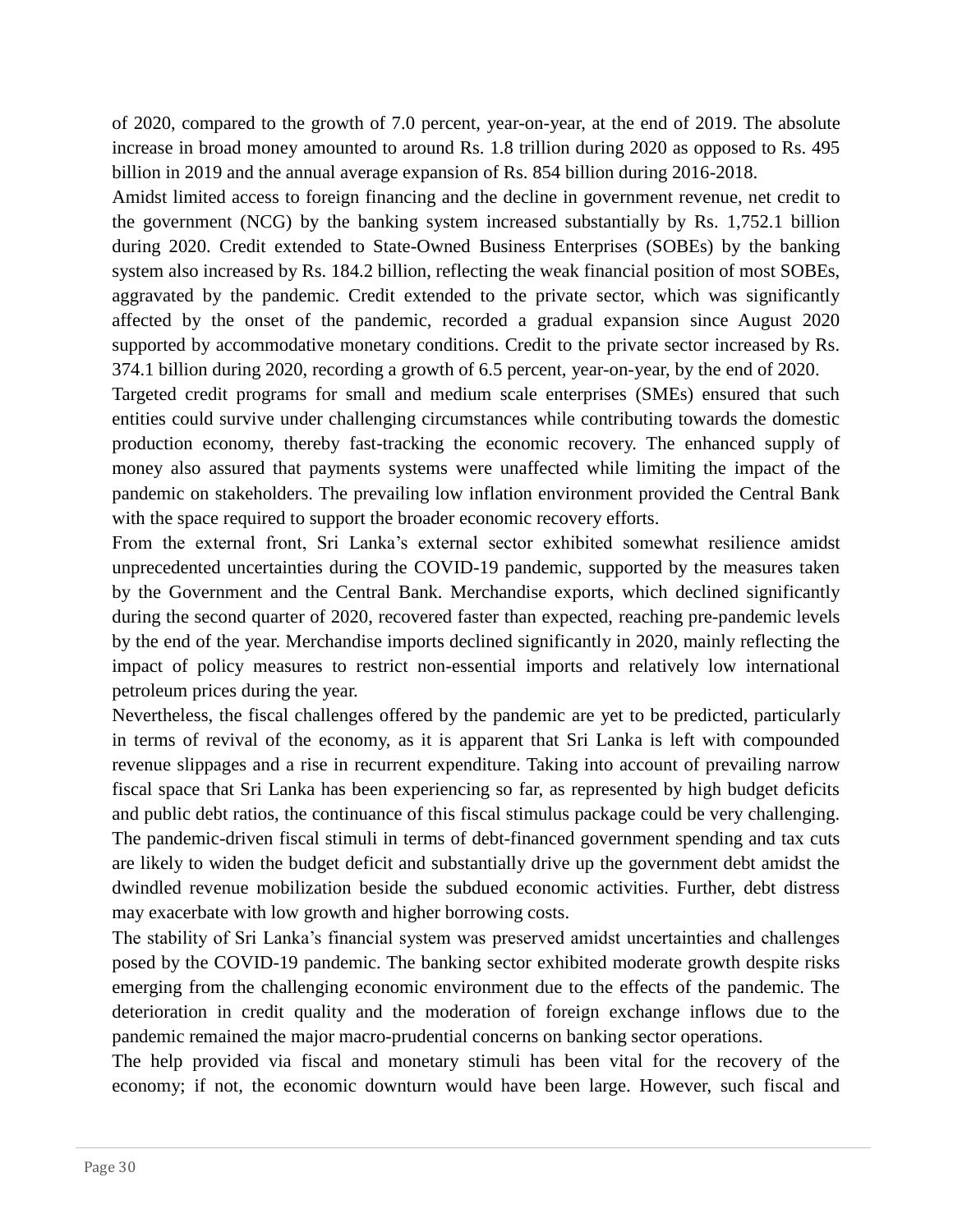of 2020, compared to the growth of 7.0 percent, year-on-year, at the end of 2019. The absolute increase in broad money amounted to around Rs. 1.8 trillion during 2020 as opposed to Rs. 495 billion in 2019 and the annual average expansion of Rs. 854 billion during 2016-2018.

Amidst limited access to foreign financing and the decline in government revenue, net credit to the government (NCG) by the banking system increased substantially by Rs. 1,752.1 billion during 2020. Credit extended to State-Owned Business Enterprises (SOBEs) by the banking system also increased by Rs. 184.2 billion, reflecting the weak financial position of most SOBEs, aggravated by the pandemic. Credit extended to the private sector, which was significantly affected by the onset of the pandemic, recorded a gradual expansion since August 2020 supported by accommodative monetary conditions. Credit to the private sector increased by Rs. 374.1 billion during 2020, recording a growth of 6.5 percent, year-on-year, by the end of 2020.

Targeted credit programs for small and medium scale enterprises (SMEs) ensured that such entities could survive under challenging circumstances while contributing towards the domestic production economy, thereby fast-tracking the economic recovery. The enhanced supply of money also assured that payments systems were unaffected while limiting the impact of the pandemic on stakeholders. The prevailing low inflation environment provided the Central Bank with the space required to support the broader economic recovery efforts.

From the external front, Sri Lanka's external sector exhibited somewhat resilience amidst unprecedented uncertainties during the COVID-19 pandemic, supported by the measures taken by the Government and the Central Bank. Merchandise exports, which declined significantly during the second quarter of 2020, recovered faster than expected, reaching pre-pandemic levels by the end of the year. Merchandise imports declined significantly in 2020, mainly reflecting the impact of policy measures to restrict non-essential imports and relatively low international petroleum prices during the year.

Nevertheless, the fiscal challenges offered by the pandemic are yet to be predicted, particularly in terms of revival of the economy, as it is apparent that Sri Lanka is left with compounded revenue slippages and a rise in recurrent expenditure. Taking into account of prevailing narrow fiscal space that Sri Lanka has been experiencing so far, as represented by high budget deficits and public debt ratios, the continuance of this fiscal stimulus package could be very challenging. The pandemic-driven fiscal stimuli in terms of debt-financed government spending and tax cuts are likely to widen the budget deficit and substantially drive up the government debt amidst the dwindled revenue mobilization beside the subdued economic activities. Further, debt distress may exacerbate with low growth and higher borrowing costs.

The stability of Sri Lanka's financial system was preserved amidst uncertainties and challenges posed by the COVID-19 pandemic. The banking sector exhibited moderate growth despite risks emerging from the challenging economic environment due to the effects of the pandemic. The deterioration in credit quality and the moderation of foreign exchange inflows due to the pandemic remained the major macro-prudential concerns on banking sector operations.

The help provided via fiscal and monetary stimuli has been vital for the recovery of the economy; if not, the economic downturn would have been large. However, such fiscal and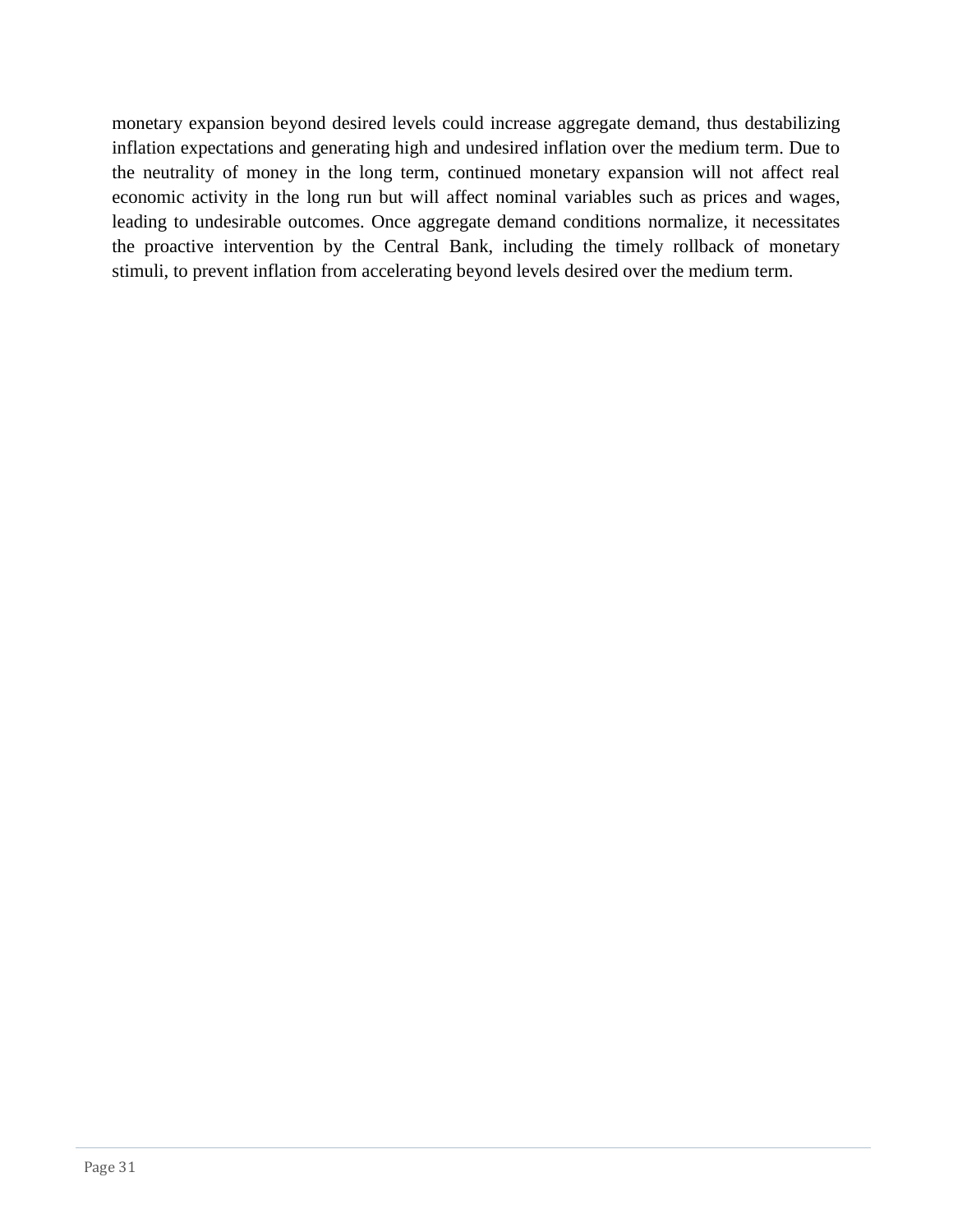monetary expansion beyond desired levels could increase aggregate demand, thus destabilizing inflation expectations and generating high and undesired inflation over the medium term. Due to the neutrality of money in the long term, continued monetary expansion will not affect real economic activity in the long run but will affect nominal variables such as prices and wages, leading to undesirable outcomes. Once aggregate demand conditions normalize, it necessitates the proactive intervention by the Central Bank, including the timely rollback of monetary stimuli, to prevent inflation from accelerating beyond levels desired over the medium term.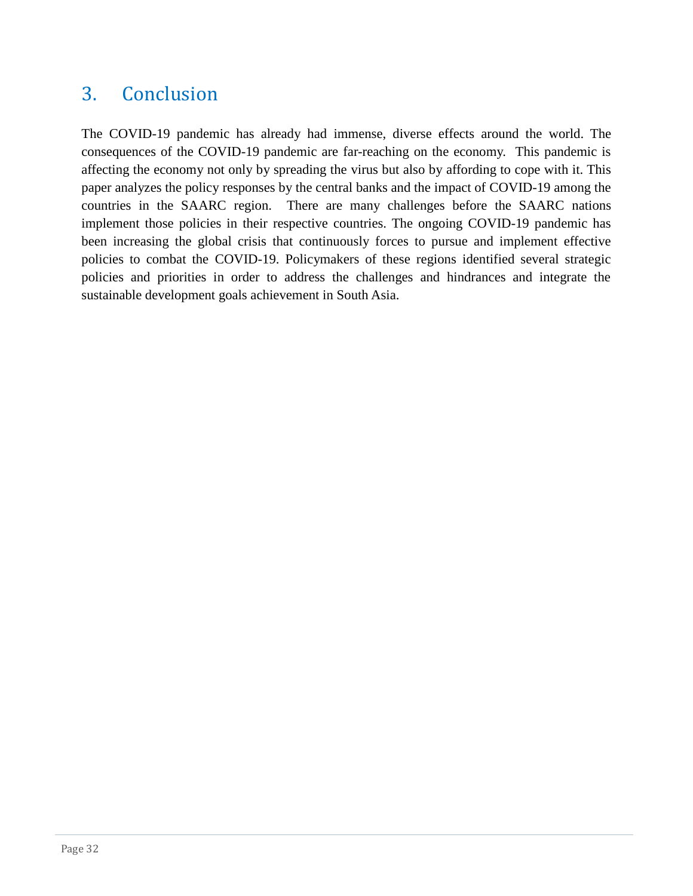# 3. Conclusion

The COVID-19 pandemic has already had immense, diverse effects around the world. The consequences of the COVID-19 pandemic are far-reaching on the economy. This pandemic is affecting the economy not only by spreading the virus but also by affording to cope with it. This paper analyzes the policy responses by the central banks and the impact of COVID-19 among the countries in the SAARC region. There are many challenges before the SAARC nations implement those policies in their respective countries. The ongoing COVID-19 pandemic has been increasing the global crisis that continuously forces to pursue and implement effective policies to combat the COVID-19. Policymakers of these regions identified several strategic policies and priorities in order to address the challenges and hindrances and integrate the sustainable development goals achievement in South Asia.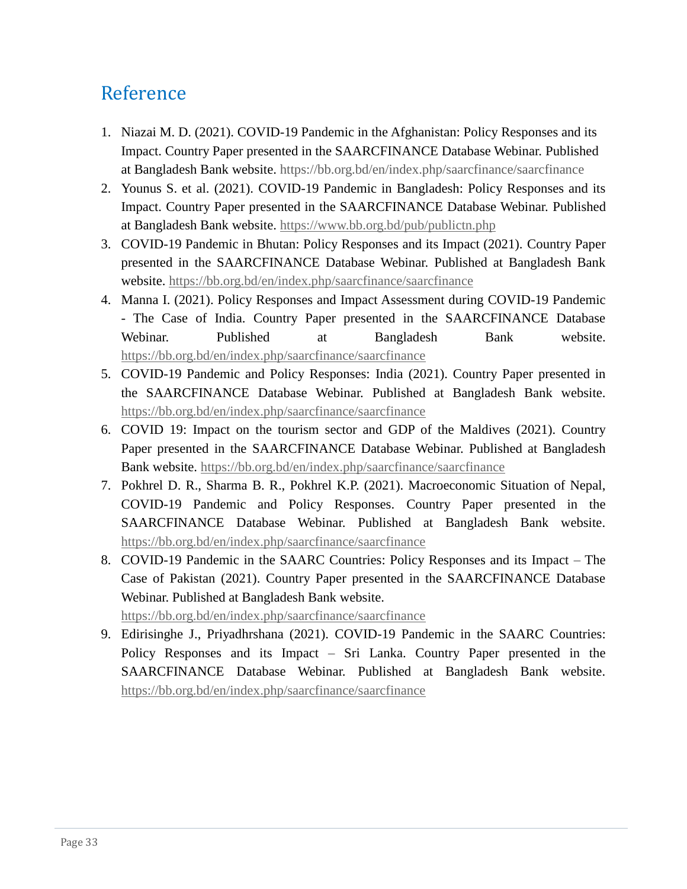# Reference

1. Niazai M. D. (2021). COVID-19 Pandemic in the Afghanistan: Policy Responses and its Impact. Country Paper presented in the SAARCFINANCE Database Webinar. Published at Bangladesh Bank website. https://bb.org.bd/en/index.php/saarcfinance/saarcfinance
2. Younus S. et al. (2021). COVID-19 Pandemic in Bangladesh: Policy Responses and its Impact. Country Paper presented in the SAARCFINANCE Database Webinar. Published at Bangladesh Bank website. https://www.bb.org.bd/pub/publictn.php
3. COVID-19 Pandemic in Bhutan: Policy Responses and its Impact (2021). Country Paper presented in the SAARCFINANCE Database Webinar. Published at Bangladesh Bank website. https://bb.org.bd/en/index.php/saarcfinance/saarcfinance
4. Manna I. (2021). Policy Responses and Impact Assessment during COVID-19 Pandemic - The Case of India. Country Paper presented in the SAARCFINANCE Database Webinar. Published at Bangladesh Bank website. https://bb.org.bd/en/index.php/saarcfinance/saarcfinance
5. COVID-19 Pandemic and Policy Responses: India (2021). Country Paper presented in the SAARCFINANCE Database Webinar. Published at Bangladesh Bank website. https://bb.org.bd/en/index.php/saarcfinance/saarcfinance
6. COVID 19: Impact on the tourism sector and GDP of the Maldives (2021). Country Paper presented in the SAARCFINANCE Database Webinar. Published at Bangladesh Bank website. https://bb.org.bd/en/index.php/saarcfinance/saarcfinance
7. Pokhrel D. R., Sharma B. R., Pokhrel K.P. (2021). Macroeconomic Situation of Nepal, COVID-19 Pandemic and Policy Responses. Country Paper presented in the SAARCFINANCE Database Webinar. Published at Bangladesh Bank website. https://bb.org.bd/en/index.php/saarcfinance/saarcfinance
8. COVID-19 Pandemic in the SAARC Countries: Policy Responses and its Impact – The Case of Pakistan (2021). Country Paper presented in the SAARCFINANCE Database Webinar. Published at Bangladesh Bank website. https://bb.org.bd/en/index.php/saarcfinance/saarcfinance
9. Edirisinghe J., Priyadhrshana (2021). COVID-19 Pandemic in the SAARC Countries: Policy Responses and its Impact – Sri Lanka. Country Paper presented in the SAARCFINANCE Database Webinar. Published at Bangladesh Bank website. https://bb.org.bd/en/index.php/saarcfinance/saarcfinance